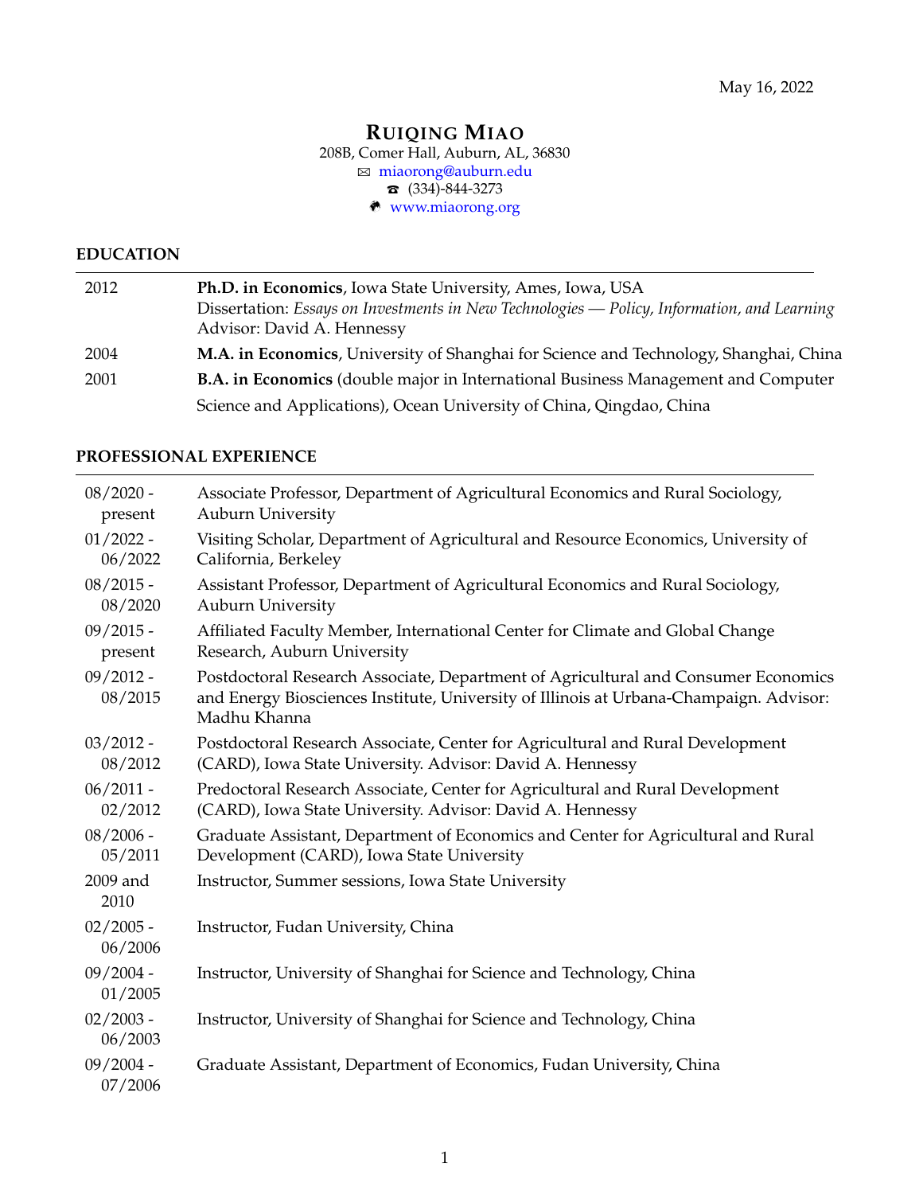May 16, 2022

# RUIQING MIAO

208B, Comer Hall, Auburn, AL, 36830
✉ miaorong@auburn.edu
☎ (334)-844-3273
www.miaorong.org

## EDUCATION

| | |
|---|---|
| 2012 | **Ph.D. in Economics**, Iowa State University, Ames, Iowa, USA<br>Dissertation: *Essays on Investments in New Technologies — Policy, Information, and Learning*<br>Advisor: David A. Hennessy |
| 2004 | **M.A. in Economics**, University of Shanghai for Science and Technology, Shanghai, China |
| 2001 | **B.A. in Economics** (double major in International Business Management and Computer Science and Applications), Ocean University of China, Qingdao, China |

## PROFESSIONAL EXPERIENCE

| | |
|---|---|
| 08/2020 - present | Associate Professor, Department of Agricultural Economics and Rural Sociology, Auburn University |
| 01/2022 - 06/2022 | Visiting Scholar, Department of Agricultural and Resource Economics, University of California, Berkeley |
| 08/2015 - 08/2020 | Assistant Professor, Department of Agricultural Economics and Rural Sociology, Auburn University |
| 09/2015 - present | Affiliated Faculty Member, International Center for Climate and Global Change Research, Auburn University |
| 09/2012 - 08/2015 | Postdoctoral Research Associate, Department of Agricultural and Consumer Economics and Energy Biosciences Institute, University of Illinois at Urbana-Champaign. Advisor: Madhu Khanna |
| 03/2012 - 08/2012 | Postdoctoral Research Associate, Center for Agricultural and Rural Development (CARD), Iowa State University. Advisor: David A. Hennessy |
| 06/2011 - 02/2012 | Predoctoral Research Associate, Center for Agricultural and Rural Development (CARD), Iowa State University. Advisor: David A. Hennessy |
| 08/2006 - 05/2011 | Graduate Assistant, Department of Economics and Center for Agricultural and Rural Development (CARD), Iowa State University |
| 2009 and 2010 | Instructor, Summer sessions, Iowa State University |
| 02/2005 - 06/2006 | Instructor, Fudan University, China |
| 09/2004 - 01/2005 | Instructor, University of Shanghai for Science and Technology, China |
| 02/2003 - 06/2003 | Instructor, University of Shanghai for Science and Technology, China |
| 09/2004 - 07/2006 | Graduate Assistant, Department of Economics, Fudan University, China |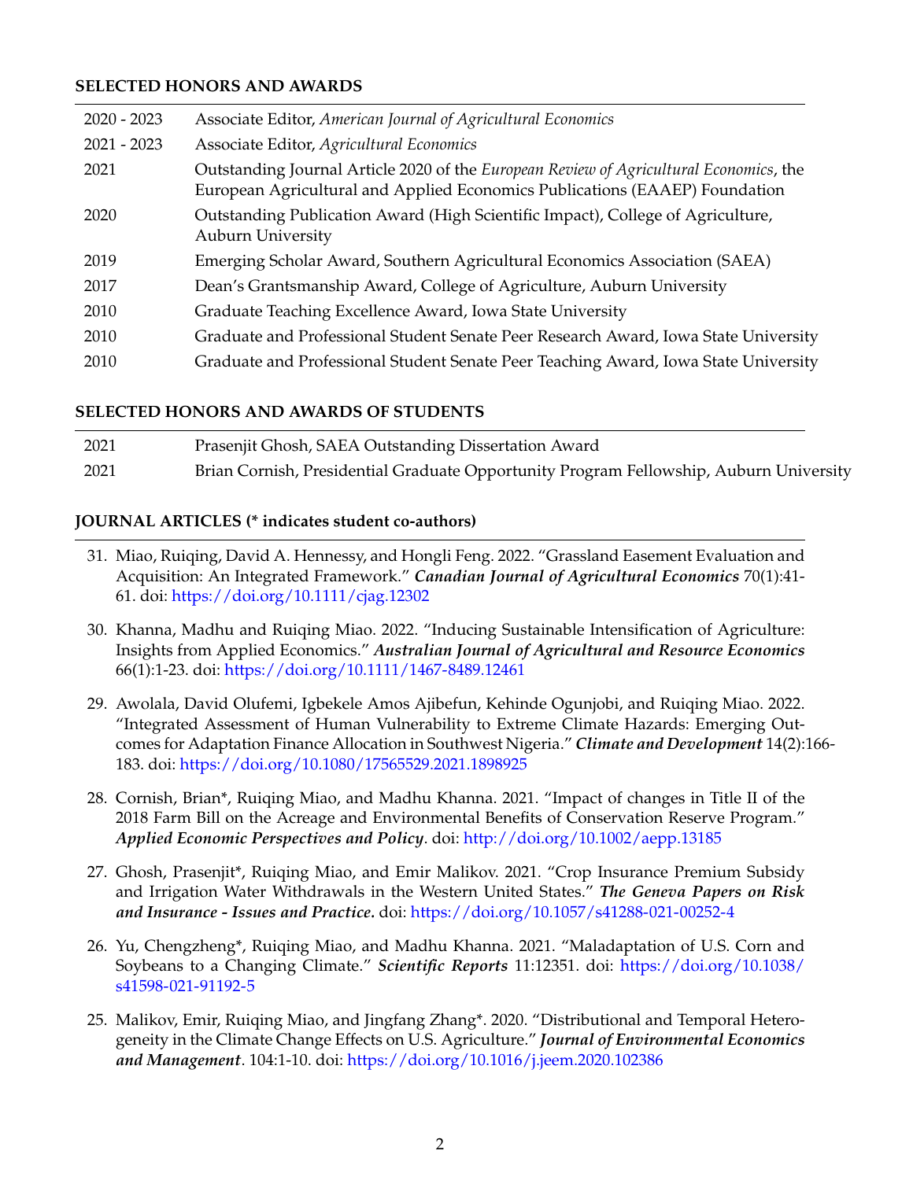## SELECTED HONORS AND AWARDS

| | |
|---|---|
| 2020 - 2023 | Associate Editor, *American Journal of Agricultural Economics* |
| 2021 - 2023 | Associate Editor, *Agricultural Economics* |
| 2021 | Outstanding Journal Article 2020 of the *European Review of Agricultural Economics*, the European Agricultural and Applied Economics Publications (EAAEP) Foundation |
| 2020 | Outstanding Publication Award (High Scientific Impact), College of Agriculture, Auburn University |
| 2019 | Emerging Scholar Award, Southern Agricultural Economics Association (SAEA) |
| 2017 | Dean's Grantsmanship Award, College of Agriculture, Auburn University |
| 2010 | Graduate Teaching Excellence Award, Iowa State University |
| 2010 | Graduate and Professional Student Senate Peer Research Award, Iowa State University |
| 2010 | Graduate and Professional Student Senate Peer Teaching Award, Iowa State University |

## SELECTED HONORS AND AWARDS OF STUDENTS

| | |
|---|---|
| 2021 | Prasenjit Ghosh, SAEA Outstanding Dissertation Award |
| 2021 | Brian Cornish, Presidential Graduate Opportunity Program Fellowship, Auburn University |

## JOURNAL ARTICLES (* indicates student co-authors)

31. Miao, Ruiqing, David A. Hennessy, and Hongli Feng. 2022. "Grassland Easement Evaluation and Acquisition: An Integrated Framework." ***Canadian Journal of Agricultural Economics*** 70(1):41-61. doi: https://doi.org/10.1111/cjag.12302

30. Khanna, Madhu and Ruiqing Miao. 2022. "Inducing Sustainable Intensification of Agriculture: Insights from Applied Economics." ***Australian Journal of Agricultural and Resource Economics*** 66(1):1-23. doi: https://doi.org/10.1111/1467-8489.12461

29. Awolala, David Olufemi, Igbekele Amos Ajibefun, Kehinde Ogunjobi, and Ruiqing Miao. 2022. "Integrated Assessment of Human Vulnerability to Extreme Climate Hazards: Emerging Outcomes for Adaptation Finance Allocation in Southwest Nigeria." ***Climate and Development*** 14(2):166-183. doi: https://doi.org/10.1080/17565529.2021.1898925

28. Cornish, Brian*, Ruiqing Miao, and Madhu Khanna. 2021. "Impact of changes in Title II of the 2018 Farm Bill on the Acreage and Environmental Benefits of Conservation Reserve Program." ***Applied Economic Perspectives and Policy***. doi: http://doi.org/10.1002/aepp.13185

27. Ghosh, Prasenjit*, Ruiqing Miao, and Emir Malikov. 2021. "Crop Insurance Premium Subsidy and Irrigation Water Withdrawals in the Western United States." ***The Geneva Papers on Risk and Insurance - Issues and Practice***. doi: https://doi.org/10.1057/s41288-021-00252-4

26. Yu, Chengzheng*, Ruiqing Miao, and Madhu Khanna. 2021. "Maladaptation of U.S. Corn and Soybeans to a Changing Climate." ***Scientific Reports*** 11:12351. doi: https://doi.org/10.1038/s41598-021-91192-5

25. Malikov, Emir, Ruiqing Miao, and Jingfang Zhang*. 2020. "Distributional and Temporal Heterogeneity in the Climate Change Effects on U.S. Agriculture." ***Journal of Environmental Economics and Management***. 104:1-10. doi: https://doi.org/10.1016/j.jeem.2020.102386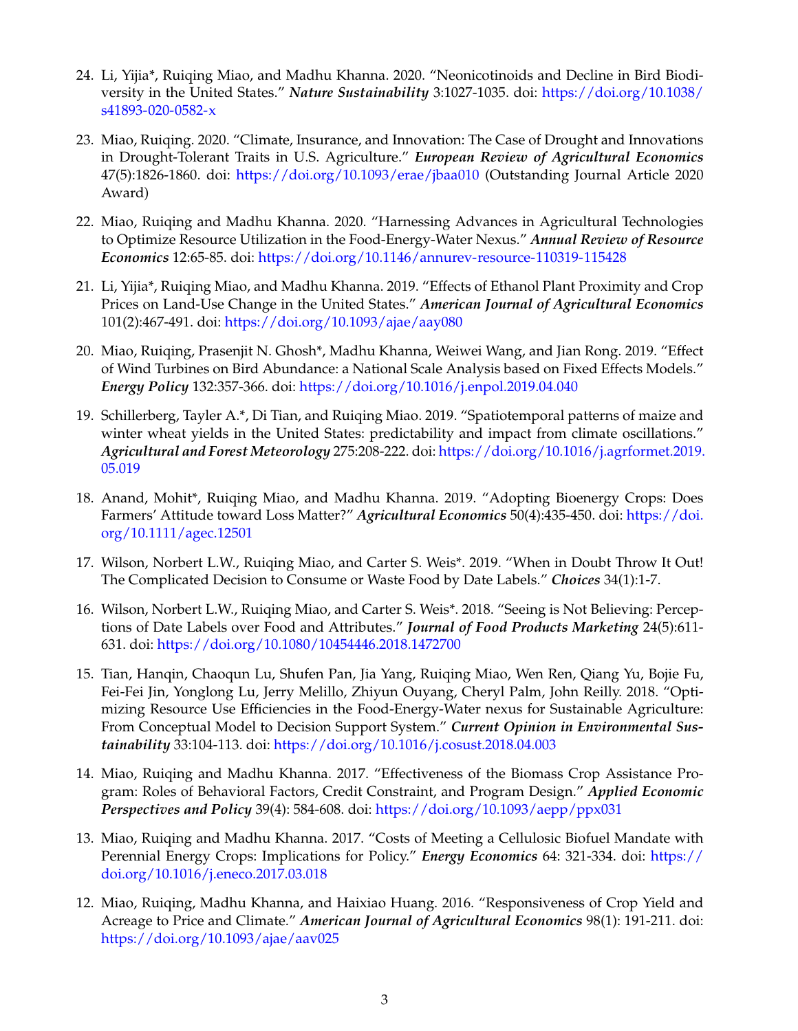24. Li, Yijia*, Ruiqing Miao, and Madhu Khanna. 2020. "Neonicotinoids and Decline in Bird Biodiversity in the United States." ***Nature Sustainability*** 3:1027-1035. doi: https://doi.org/10.1038/s41893-020-0582-x

23. Miao, Ruiqing. 2020. "Climate, Insurance, and Innovation: The Case of Drought and Innovations in Drought-Tolerant Traits in U.S. Agriculture." ***European Review of Agricultural Economics*** 47(5):1826-1860. doi: https://doi.org/10.1093/erae/jbaa010 (Outstanding Journal Article 2020 Award)

22. Miao, Ruiqing and Madhu Khanna. 2020. "Harnessing Advances in Agricultural Technologies to Optimize Resource Utilization in the Food-Energy-Water Nexus." ***Annual Review of Resource Economics*** 12:65-85. doi: https://doi.org/10.1146/annurev-resource-110319-115428

21. Li, Yijia*, Ruiqing Miao, and Madhu Khanna. 2019. "Effects of Ethanol Plant Proximity and Crop Prices on Land-Use Change in the United States." ***American Journal of Agricultural Economics*** 101(2):467-491. doi: https://doi.org/10.1093/ajae/aay080

20. Miao, Ruiqing, Prasenjit N. Ghosh*, Madhu Khanna, Weiwei Wang, and Jian Rong. 2019. "Effect of Wind Turbines on Bird Abundance: a National Scale Analysis based on Fixed Effects Models." ***Energy Policy*** 132:357-366. doi: https://doi.org/10.1016/j.enpol.2019.04.040

19. Schillerberg, Tayler A.*, Di Tian, and Ruiqing Miao. 2019. "Spatiotemporal patterns of maize and winter wheat yields in the United States: predictability and impact from climate oscillations." ***Agricultural and Forest Meteorology*** 275:208-222. doi: https://doi.org/10.1016/j.agrformet.2019.05.019

18. Anand, Mohit*, Ruiqing Miao, and Madhu Khanna. 2019. "Adopting Bioenergy Crops: Does Farmers' Attitude toward Loss Matter?" ***Agricultural Economics*** 50(4):435-450. doi: https://doi.org/10.1111/agec.12501

17. Wilson, Norbert L.W., Ruiqing Miao, and Carter S. Weis*. 2019. "When in Doubt Throw It Out! The Complicated Decision to Consume or Waste Food by Date Labels." ***Choices*** 34(1):1-7.

16. Wilson, Norbert L.W., Ruiqing Miao, and Carter S. Weis*. 2018. "Seeing is Not Believing: Perceptions of Date Labels over Food and Attributes." ***Journal of Food Products Marketing*** 24(5):611-631. doi: https://doi.org/10.1080/10454446.2018.1472700

15. Tian, Hanqin, Chaoqun Lu, Shufen Pan, Jia Yang, Ruiqing Miao, Wen Ren, Qiang Yu, Bojie Fu, Fei-Fei Jin, Yonglong Lu, Jerry Melillo, Zhiyun Ouyang, Cheryl Palm, John Reilly. 2018. "Optimizing Resource Use Efficiencies in the Food-Energy-Water nexus for Sustainable Agriculture: From Conceptual Model to Decision Support System." ***Current Opinion in Environmental Sustainability*** 33:104-113. doi: https://doi.org/10.1016/j.cosust.2018.04.003

14. Miao, Ruiqing and Madhu Khanna. 2017. "Effectiveness of the Biomass Crop Assistance Program: Roles of Behavioral Factors, Credit Constraint, and Program Design." ***Applied Economic Perspectives and Policy*** 39(4): 584-608. doi: https://doi.org/10.1093/aepp/ppx031

13. Miao, Ruiqing and Madhu Khanna. 2017. "Costs of Meeting a Cellulosic Biofuel Mandate with Perennial Energy Crops: Implications for Policy." ***Energy Economics*** 64: 321-334. doi: https://doi.org/10.1016/j.eneco.2017.03.018

12. Miao, Ruiqing, Madhu Khanna, and Haixiao Huang. 2016. "Responsiveness of Crop Yield and Acreage to Price and Climate." ***American Journal of Agricultural Economics*** 98(1): 191-211. doi: https://doi.org/10.1093/ajae/aav025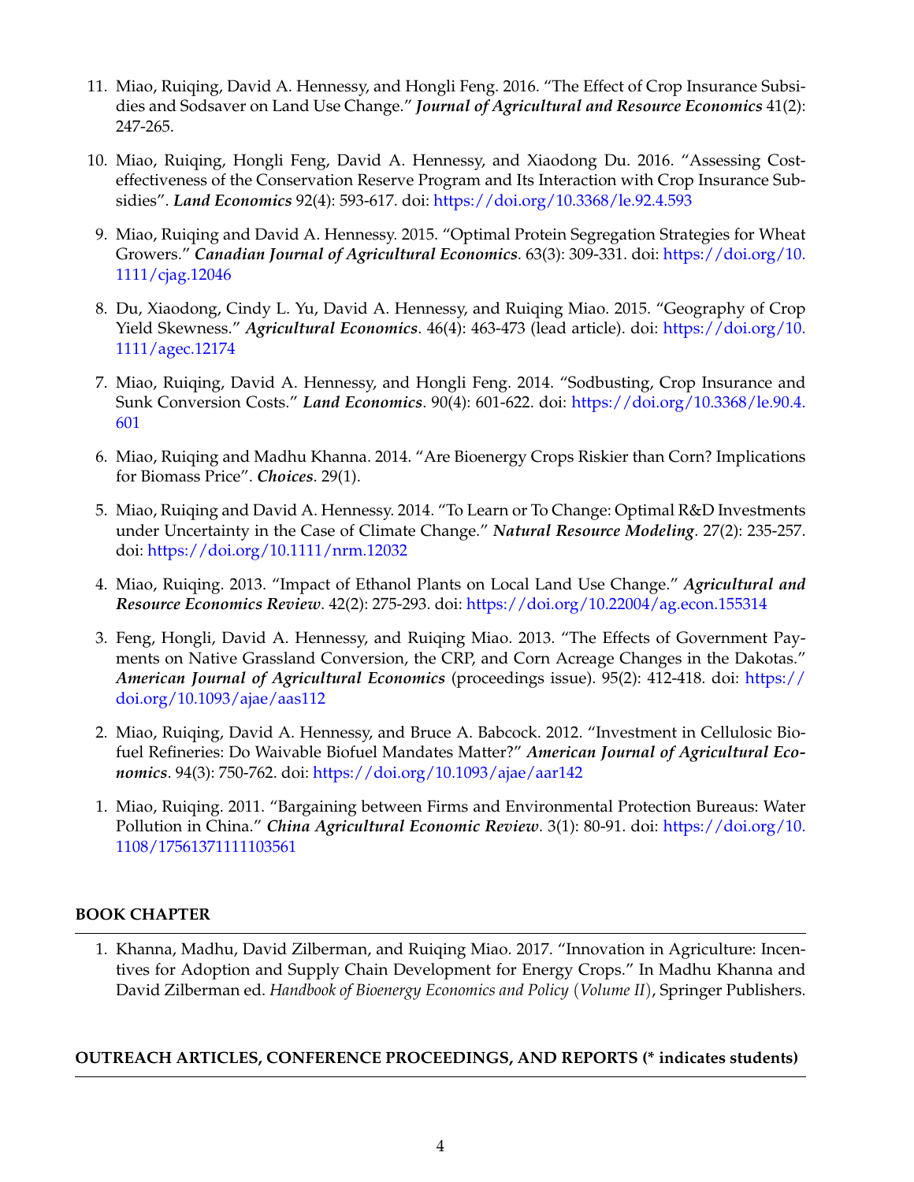11. Miao, Ruiqing, David A. Hennessy, and Hongli Feng. 2016. "The Effect of Crop Insurance Subsidies and Sodsaver on Land Use Change." ***Journal of Agricultural and Resource Economics*** 41(2): 247-265.

10. Miao, Ruiqing, Hongli Feng, David A. Hennessy, and Xiaodong Du. 2016. "Assessing Cost-effectiveness of the Conservation Reserve Program and Its Interaction with Crop Insurance Subsidies". ***Land Economics*** 92(4): 593-617. doi: https://doi.org/10.3368/le.92.4.593

9. Miao, Ruiqing and David A. Hennessy. 2015. "Optimal Protein Segregation Strategies for Wheat Growers." ***Canadian Journal of Agricultural Economics***. 63(3): 309-331. doi: https://doi.org/10.1111/cjag.12046

8. Du, Xiaodong, Cindy L. Yu, David A. Hennessy, and Ruiqing Miao. 2015. "Geography of Crop Yield Skewness." ***Agricultural Economics***. 46(4): 463-473 (lead article). doi: https://doi.org/10.1111/agec.12174

7. Miao, Ruiqing, David A. Hennessy, and Hongli Feng. 2014. "Sodbusting, Crop Insurance and Sunk Conversion Costs." ***Land Economics***. 90(4): 601-622. doi: https://doi.org/10.3368/le.90.4.601

6. Miao, Ruiqing and Madhu Khanna. 2014. "Are Bioenergy Crops Riskier than Corn? Implications for Biomass Price". ***Choices***. 29(1).

5. Miao, Ruiqing and David A. Hennessy. 2014. "To Learn or To Change: Optimal R&D Investments under Uncertainty in the Case of Climate Change." ***Natural Resource Modeling***. 27(2): 235-257. doi: https://doi.org/10.1111/nrm.12032

4. Miao, Ruiqing. 2013. "Impact of Ethanol Plants on Local Land Use Change." ***Agricultural and Resource Economics Review***. 42(2): 275-293. doi: https://doi.org/10.22004/ag.econ.155314

3. Feng, Hongli, David A. Hennessy, and Ruiqing Miao. 2013. "The Effects of Government Payments on Native Grassland Conversion, the CRP, and Corn Acreage Changes in the Dakotas." ***American Journal of Agricultural Economics*** (proceedings issue). 95(2): 412-418. doi: https://doi.org/10.1093/ajae/aas112

2. Miao, Ruiqing, David A. Hennessy, and Bruce A. Babcock. 2012. "Investment in Cellulosic Biofuel Refineries: Do Waivable Biofuel Mandates Matter?" ***American Journal of Agricultural Economics***. 94(3): 750-762. doi: https://doi.org/10.1093/ajae/aar142

1. Miao, Ruiqing. 2011. "Bargaining between Firms and Environmental Protection Bureaus: Water Pollution in China." ***China Agricultural Economic Review***. 3(1): 80-91. doi: https://doi.org/10.1108/17561371111103561

## BOOK CHAPTER

1. Khanna, Madhu, David Zilberman, and Ruiqing Miao. 2017. "Innovation in Agriculture: Incentives for Adoption and Supply Chain Development for Energy Crops." In Madhu Khanna and David Zilberman ed. *Handbook of Bioenergy Economics and Policy (Volume II)*, Springer Publishers.

## OUTREACH ARTICLES, CONFERENCE PROCEEDINGS, AND REPORTS (* indicates students)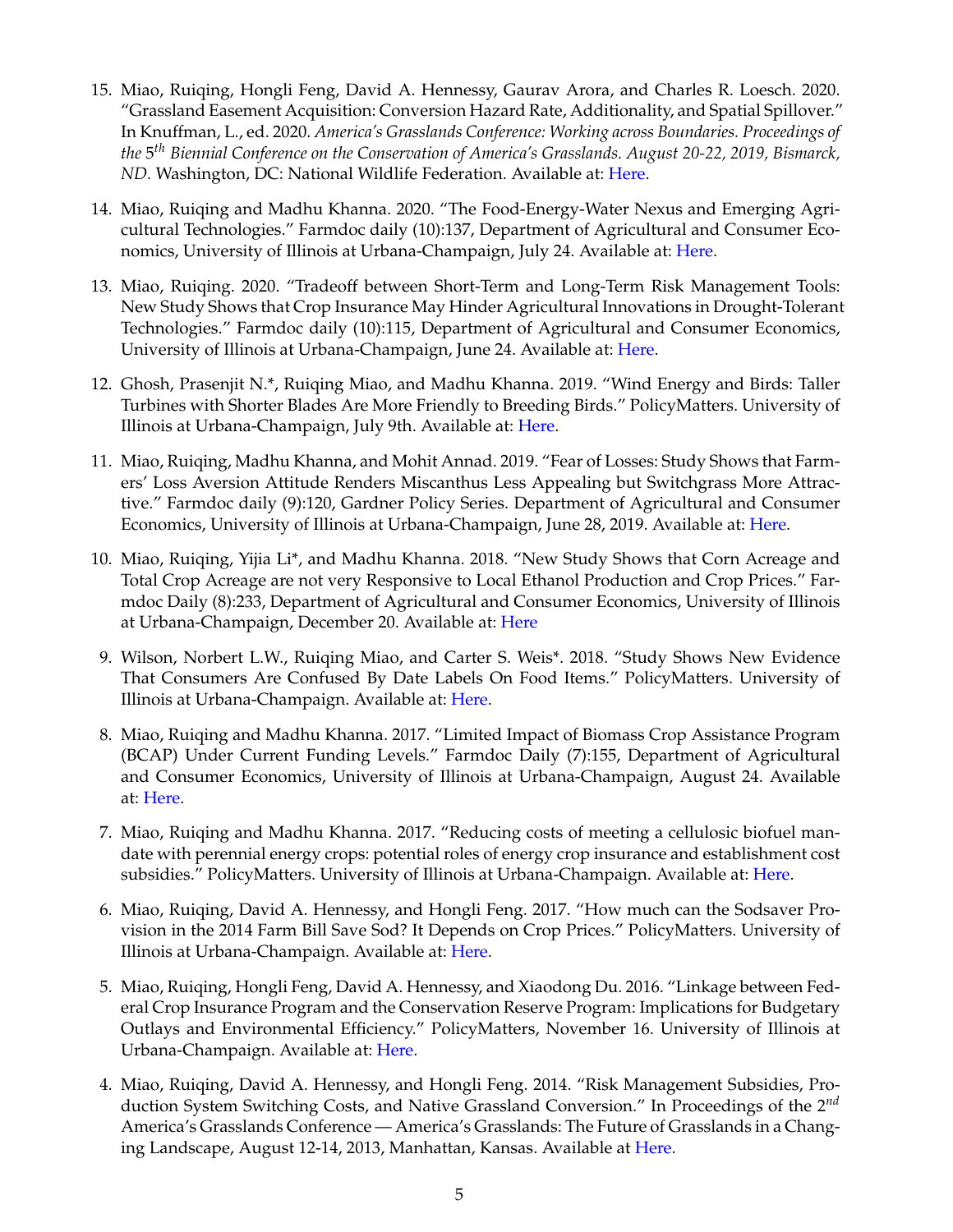15. Miao, Ruiqing, Hongli Feng, David A. Hennessy, Gaurav Arora, and Charles R. Loesch. 2020. "Grassland Easement Acquisition: Conversion Hazard Rate, Additionality, and Spatial Spillover." In Knuffman, L., ed. 2020. *America's Grasslands Conference: Working across Boundaries. Proceedings of the 5$^{th}$ Biennial Conference on the Conservation of America's Grasslands. August 20-22, 2019, Bismarck, ND.* Washington, DC: National Wildlife Federation. Available at: Here.

14. Miao, Ruiqing and Madhu Khanna. 2020. "The Food-Energy-Water Nexus and Emerging Agricultural Technologies." Farmdoc daily (10):137, Department of Agricultural and Consumer Economics, University of Illinois at Urbana-Champaign, July 24. Available at: Here.

13. Miao, Ruiqing. 2020. "Tradeoff between Short-Term and Long-Term Risk Management Tools: New Study Shows that Crop Insurance May Hinder Agricultural Innovations in Drought-Tolerant Technologies." Farmdoc daily (10):115, Department of Agricultural and Consumer Economics, University of Illinois at Urbana-Champaign, June 24. Available at: Here.

12. Ghosh, Prasenjit N.*, Ruiqing Miao, and Madhu Khanna. 2019. "Wind Energy and Birds: Taller Turbines with Shorter Blades Are More Friendly to Breeding Birds." PolicyMatters. University of Illinois at Urbana-Champaign, July 9th. Available at: Here.

11. Miao, Ruiqing, Madhu Khanna, and Mohit Annad. 2019. "Fear of Losses: Study Shows that Farmers' Loss Aversion Attitude Renders Miscanthus Less Appealing but Switchgrass More Attractive." Farmdoc daily (9):120, Gardner Policy Series. Department of Agricultural and Consumer Economics, University of Illinois at Urbana-Champaign, June 28, 2019. Available at: Here.

10. Miao, Ruiqing, Yijia Li*, and Madhu Khanna. 2018. "New Study Shows that Corn Acreage and Total Crop Acreage are not very Responsive to Local Ethanol Production and Crop Prices." Farmdoc Daily (8):233, Department of Agricultural and Consumer Economics, University of Illinois at Urbana-Champaign, December 20. Available at: Here

9. Wilson, Norbert L.W., Ruiqing Miao, and Carter S. Weis*. 2018. "Study Shows New Evidence That Consumers Are Confused By Date Labels On Food Items." PolicyMatters. University of Illinois at Urbana-Champaign. Available at: Here.

8. Miao, Ruiqing and Madhu Khanna. 2017. "Limited Impact of Biomass Crop Assistance Program (BCAP) Under Current Funding Levels." Farmdoc Daily (7):155, Department of Agricultural and Consumer Economics, University of Illinois at Urbana-Champaign, August 24. Available at: Here.

7. Miao, Ruiqing and Madhu Khanna. 2017. "Reducing costs of meeting a cellulosic biofuel mandate with perennial energy crops: potential roles of energy crop insurance and establishment cost subsidies." PolicyMatters. University of Illinois at Urbana-Champaign. Available at: Here.

6. Miao, Ruiqing, David A. Hennessy, and Hongli Feng. 2017. "How much can the Sodsaver Provision in the 2014 Farm Bill Save Sod? It Depends on Crop Prices." PolicyMatters. University of Illinois at Urbana-Champaign. Available at: Here.

5. Miao, Ruiqing, Hongli Feng, David A. Hennessy, and Xiaodong Du. 2016. "Linkage between Federal Crop Insurance Program and the Conservation Reserve Program: Implications for Budgetary Outlays and Environmental Efficiency." PolicyMatters, November 16. University of Illinois at Urbana-Champaign. Available at: Here.

4. Miao, Ruiqing, David A. Hennessy, and Hongli Feng. 2014. "Risk Management Subsidies, Production System Switching Costs, and Native Grassland Conversion." In Proceedings of the 2$^{nd}$ America's Grasslands Conference — America's Grasslands: The Future of Grasslands in a Changing Landscape, August 12-14, 2013, Manhattan, Kansas. Available at Here.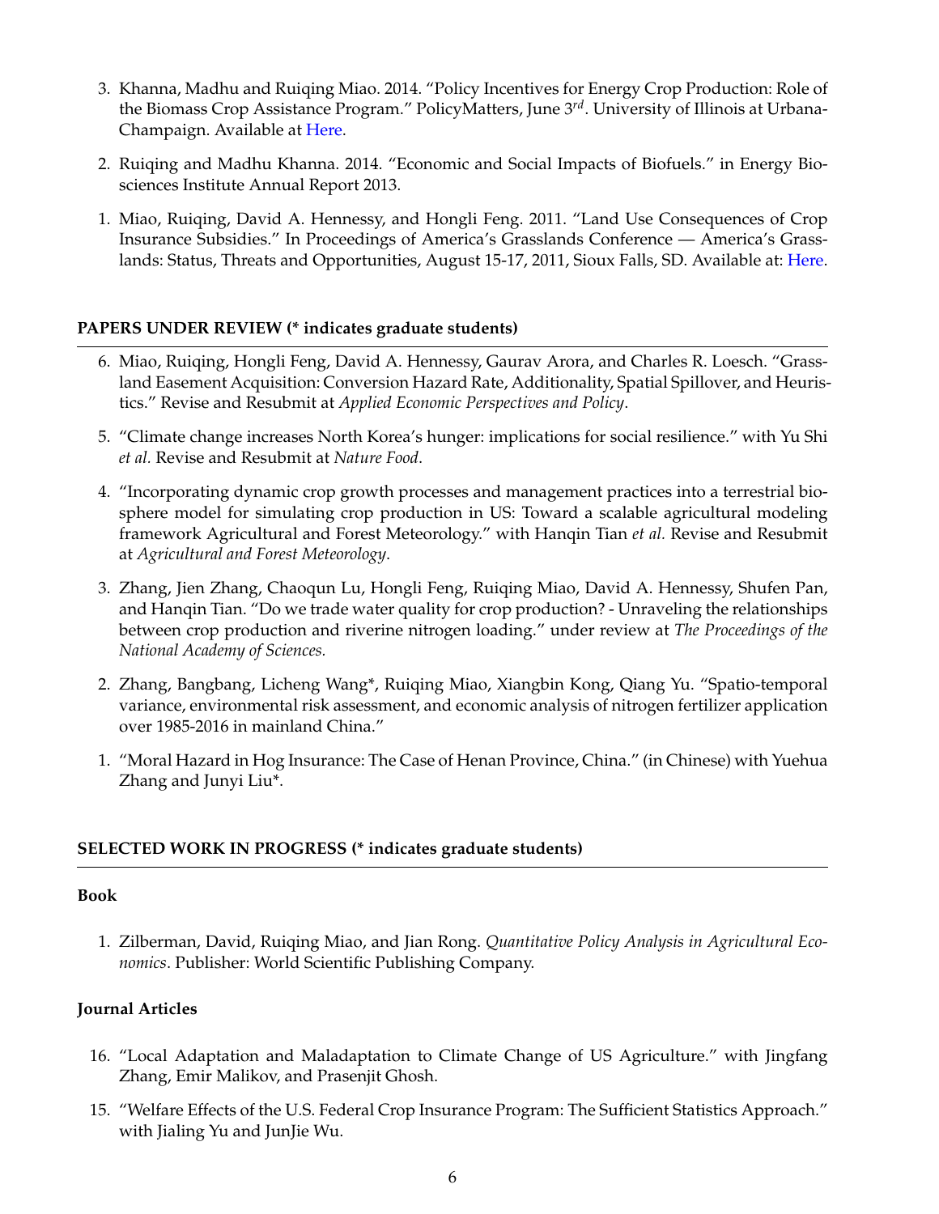3. Khanna, Madhu and Ruiqing Miao. 2014. "Policy Incentives for Energy Crop Production: Role of the Biomass Crop Assistance Program." PolicyMatters, June 3$^{rd}$. University of Illinois at Urbana-Champaign. Available at Here.

2. Ruiqing and Madhu Khanna. 2014. "Economic and Social Impacts of Biofuels." in Energy Biosciences Institute Annual Report 2013.

1. Miao, Ruiqing, David A. Hennessy, and Hongli Feng. 2011. "Land Use Consequences of Crop Insurance Subsidies." In Proceedings of America's Grasslands Conference — America's Grasslands: Status, Threats and Opportunities, August 15-17, 2011, Sioux Falls, SD. Available at: Here.

## PAPERS UNDER REVIEW (* indicates graduate students)

6. Miao, Ruiqing, Hongli Feng, David A. Hennessy, Gaurav Arora, and Charles R. Loesch. "Grassland Easement Acquisition: Conversion Hazard Rate, Additionality, Spatial Spillover, and Heuristics." Revise and Resubmit at *Applied Economic Perspectives and Policy*.

5. "Climate change increases North Korea's hunger: implications for social resilience." with Yu Shi *et al.* Revise and Resubmit at *Nature Food*.

4. "Incorporating dynamic crop growth processes and management practices into a terrestrial biosphere model for simulating crop production in US: Toward a scalable agricultural modeling framework Agricultural and Forest Meteorology." with Hanqin Tian *et al.* Revise and Resubmit at *Agricultural and Forest Meteorology*.

3. Zhang, Jien Zhang, Chaoqun Lu, Hongli Feng, Ruiqing Miao, David A. Hennessy, Shufen Pan, and Hanqin Tian. "Do we trade water quality for crop production? - Unraveling the relationships between crop production and riverine nitrogen loading." under review at *The Proceedings of the National Academy of Sciences.*

2. Zhang, Bangbang, Licheng Wang*, Ruiqing Miao, Xiangbin Kong, Qiang Yu. "Spatio-temporal variance, environmental risk assessment, and economic analysis of nitrogen fertilizer application over 1985-2016 in mainland China."

1. "Moral Hazard in Hog Insurance: The Case of Henan Province, China." (in Chinese) with Yuehua Zhang and Junyi Liu*.

## SELECTED WORK IN PROGRESS (* indicates graduate students)

### Book

1. Zilberman, David, Ruiqing Miao, and Jian Rong. *Quantitative Policy Analysis in Agricultural Economics*. Publisher: World Scientific Publishing Company.

### Journal Articles

16. "Local Adaptation and Maladaptation to Climate Change of US Agriculture." with Jingfang Zhang, Emir Malikov, and Prasenjit Ghosh.

15. "Welfare Effects of the U.S. Federal Crop Insurance Program: The Sufficient Statistics Approach." with Jialing Yu and JunJie Wu.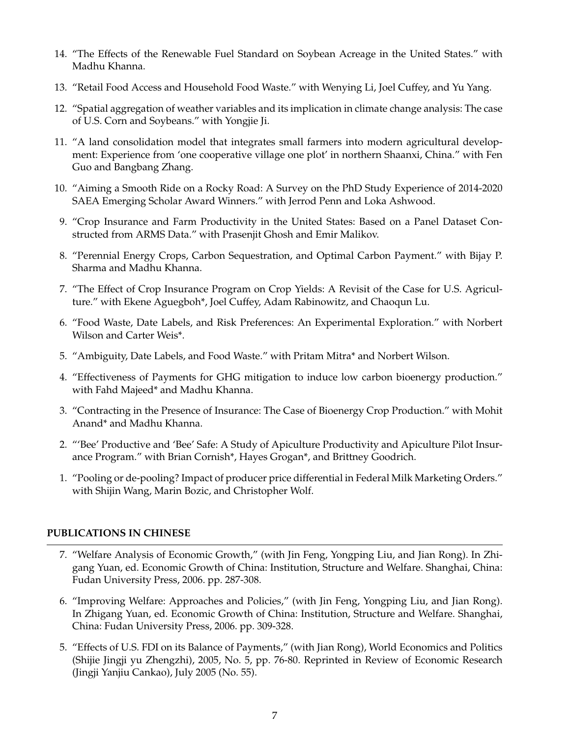14. "The Effects of the Renewable Fuel Standard on Soybean Acreage in the United States." with Madhu Khanna.

13. "Retail Food Access and Household Food Waste." with Wenying Li, Joel Cuffey, and Yu Yang.

12. "Spatial aggregation of weather variables and its implication in climate change analysis: The case of U.S. Corn and Soybeans." with Yongjie Ji.

11. "A land consolidation model that integrates small farmers into modern agricultural development: Experience from 'one cooperative village one plot' in northern Shaanxi, China." with Fen Guo and Bangbang Zhang.

10. "Aiming a Smooth Ride on a Rocky Road: A Survey on the PhD Study Experience of 2014-2020 SAEA Emerging Scholar Award Winners." with Jerrod Penn and Loka Ashwood.

9. "Crop Insurance and Farm Productivity in the United States: Based on a Panel Dataset Constructed from ARMS Data." with Prasenjit Ghosh and Emir Malikov.

8. "Perennial Energy Crops, Carbon Sequestration, and Optimal Carbon Payment." with Bijay P. Sharma and Madhu Khanna.

7. "The Effect of Crop Insurance Program on Crop Yields: A Revisit of the Case for U.S. Agriculture." with Ekene Aguegboh*, Joel Cuffey, Adam Rabinowitz, and Chaoqun Lu.

6. "Food Waste, Date Labels, and Risk Preferences: An Experimental Exploration." with Norbert Wilson and Carter Weis*.

5. "Ambiguity, Date Labels, and Food Waste." with Pritam Mitra* and Norbert Wilson.

4. "Effectiveness of Payments for GHG mitigation to induce low carbon bioenergy production." with Fahd Majeed* and Madhu Khanna.

3. "Contracting in the Presence of Insurance: The Case of Bioenergy Crop Production." with Mohit Anand* and Madhu Khanna.

2. "'Bee' Productive and 'Bee' Safe: A Study of Apiculture Productivity and Apiculture Pilot Insurance Program." with Brian Cornish*, Hayes Grogan*, and Brittney Goodrich.

1. "Pooling or de-pooling? Impact of producer price differential in Federal Milk Marketing Orders." with Shijin Wang, Marin Bozic, and Christopher Wolf.

## PUBLICATIONS IN CHINESE

7. "Welfare Analysis of Economic Growth," (with Jin Feng, Yongping Liu, and Jian Rong). In Zhigang Yuan, ed. Economic Growth of China: Institution, Structure and Welfare. Shanghai, China: Fudan University Press, 2006. pp. 287-308.

6. "Improving Welfare: Approaches and Policies," (with Jin Feng, Yongping Liu, and Jian Rong). In Zhigang Yuan, ed. Economic Growth of China: Institution, Structure and Welfare. Shanghai, China: Fudan University Press, 2006. pp. 309-328.

5. "Effects of U.S. FDI on its Balance of Payments," (with Jian Rong), World Economics and Politics (Shijie Jingji yu Zhengzhi), 2005, No. 5, pp. 76-80. Reprinted in Review of Economic Research (Jingji Yanjiu Cankao), July 2005 (No. 55).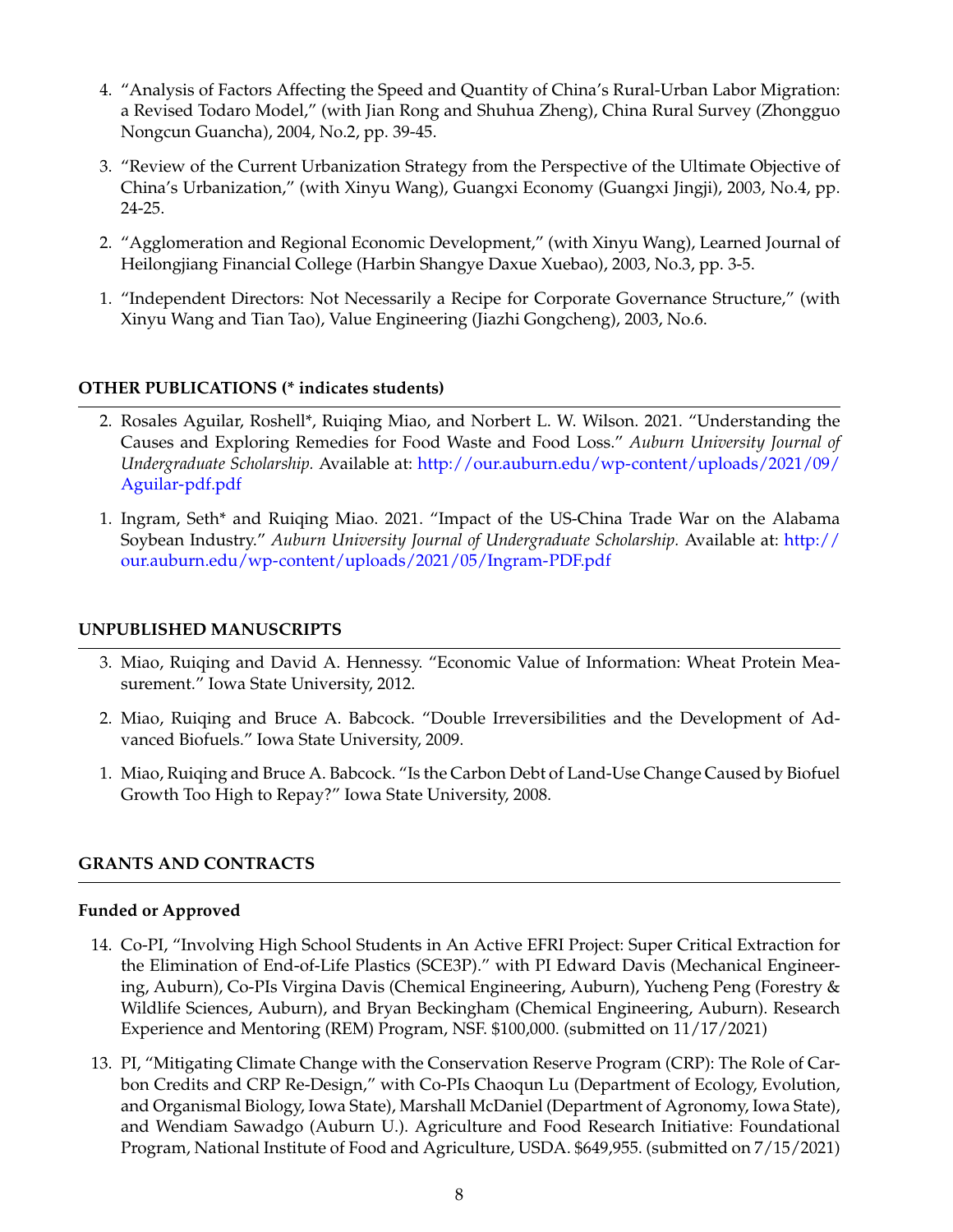4. "Analysis of Factors Affecting the Speed and Quantity of China's Rural-Urban Labor Migration: a Revised Todaro Model," (with Jian Rong and Shuhua Zheng), China Rural Survey (Zhongguo Nongcun Guancha), 2004, No.2, pp. 39-45.

3. "Review of the Current Urbanization Strategy from the Perspective of the Ultimate Objective of China's Urbanization," (with Xinyu Wang), Guangxi Economy (Guangxi Jingji), 2003, No.4, pp. 24-25.

2. "Agglomeration and Regional Economic Development," (with Xinyu Wang), Learned Journal of Heilongjiang Financial College (Harbin Shangye Daxue Xuebao), 2003, No.3, pp. 3-5.

1. "Independent Directors: Not Necessarily a Recipe for Corporate Governance Structure," (with Xinyu Wang and Tian Tao), Value Engineering (Jiazhi Gongcheng), 2003, No.6.

## OTHER PUBLICATIONS (* indicates students)

2. Rosales Aguilar, Roshell*, Ruiqing Miao, and Norbert L. W. Wilson. 2021. "Understanding the Causes and Exploring Remedies for Food Waste and Food Loss." *Auburn University Journal of Undergraduate Scholarship.* Available at: http://our.auburn.edu/wp-content/uploads/2021/09/Aguilar-pdf.pdf

1. Ingram, Seth* and Ruiqing Miao. 2021. "Impact of the US-China Trade War on the Alabama Soybean Industry." *Auburn University Journal of Undergraduate Scholarship.* Available at: http://our.auburn.edu/wp-content/uploads/2021/05/Ingram-PDF.pdf

## UNPUBLISHED MANUSCRIPTS

3. Miao, Ruiqing and David A. Hennessy. "Economic Value of Information: Wheat Protein Measurement." Iowa State University, 2012.

2. Miao, Ruiqing and Bruce A. Babcock. "Double Irreversibilities and the Development of Advanced Biofuels." Iowa State University, 2009.

1. Miao, Ruiqing and Bruce A. Babcock. "Is the Carbon Debt of Land-Use Change Caused by Biofuel Growth Too High to Repay?" Iowa State University, 2008.

## GRANTS AND CONTRACTS

### Funded or Approved

14. Co-PI, "Involving High School Students in An Active EFRI Project: Super Critical Extraction for the Elimination of End-of-Life Plastics (SCE3P)." with PI Edward Davis (Mechanical Engineering, Auburn), Co-PIs Virgina Davis (Chemical Engineering, Auburn), Yucheng Peng (Forestry & Wildlife Sciences, Auburn), and Bryan Beckingham (Chemical Engineering, Auburn). Research Experience and Mentoring (REM) Program, NSF. $100,000. (submitted on 11/17/2021)

13. PI, "Mitigating Climate Change with the Conservation Reserve Program (CRP): The Role of Carbon Credits and CRP Re-Design," with Co-PIs Chaoqun Lu (Department of Ecology, Evolution, and Organismal Biology, Iowa State), Marshall McDaniel (Department of Agronomy, Iowa State), and Wendiam Sawadgo (Auburn U.). Agriculture and Food Research Initiative: Foundational Program, National Institute of Food and Agriculture, USDA. $649,955. (submitted on 7/15/2021)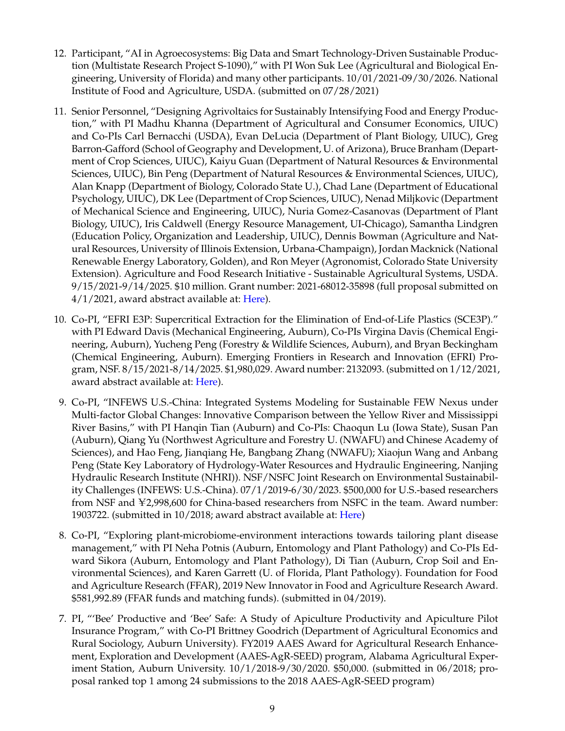12. Participant, "AI in Agroecosystems: Big Data and Smart Technology-Driven Sustainable Production (Multistate Research Project S-1090)," with PI Won Suk Lee (Agricultural and Biological Engineering, University of Florida) and many other participants. 10/01/2021-09/30/2026. National Institute of Food and Agriculture, USDA. (submitted on 07/28/2021)

11. Senior Personnel, "Designing Agrivoltaics for Sustainably Intensifying Food and Energy Production," with PI Madhu Khanna (Department of Agricultural and Consumer Economics, UIUC) and Co-PIs Carl Bernacchi (USDA), Evan DeLucia (Department of Plant Biology, UIUC), Greg Barron-Gafford (School of Geography and Development, U. of Arizona), Bruce Branham (Department of Crop Sciences, UIUC), Kaiyu Guan (Department of Natural Resources & Environmental Sciences, UIUC), Bin Peng (Department of Natural Resources & Environmental Sciences, UIUC), Alan Knapp (Department of Biology, Colorado State U.), Chad Lane (Department of Educational Psychology, UIUC), DK Lee (Department of Crop Sciences, UIUC), Nenad Miljkovic (Department of Mechanical Science and Engineering, UIUC), Nuria Gomez-Casanovas (Department of Plant Biology, UIUC), Iris Caldwell (Energy Resource Management, UI-Chicago), Samantha Lindgren (Education Policy, Organization and Leadership, UIUC), Dennis Bowman (Agriculture and Natural Resources, University of Illinois Extension, Urbana-Champaign), Jordan Macknick (National Renewable Energy Laboratory, Golden), and Ron Meyer (Agronomist, Colorado State University Extension). Agriculture and Food Research Initiative - Sustainable Agricultural Systems, USDA. 9/15/2021-9/14/2025. $10 million. Grant number: 2021-68012-35898 (full proposal submitted on 4/1/2021, award abstract available at: Here).

10. Co-PI, "EFRI E3P: Supercritical Extraction for the Elimination of End-of-Life Plastics (SCE3P)." with PI Edward Davis (Mechanical Engineering, Auburn), Co-PIs Virgina Davis (Chemical Engineering, Auburn), Yucheng Peng (Forestry & Wildlife Sciences, Auburn), and Bryan Beckingham (Chemical Engineering, Auburn). Emerging Frontiers in Research and Innovation (EFRI) Program, NSF. 8/15/2021-8/14/2025. $1,980,029. Award number: 2132093. (submitted on 1/12/2021, award abstract available at: Here).

9. Co-PI, "INFEWS U.S.-China: Integrated Systems Modeling for Sustainable FEW Nexus under Multi-factor Global Changes: Innovative Comparison between the Yellow River and Mississippi River Basins," with PI Hanqin Tian (Auburn) and Co-PIs: Chaoqun Lu (Iowa State), Susan Pan (Auburn), Qiang Yu (Northwest Agriculture and Forestry U. (NWAFU) and Chinese Academy of Sciences), and Hao Feng, Jianqiang He, Bangbang Zhang (NWAFU); Xiaojun Wang and Anbang Peng (State Key Laboratory of Hydrology-Water Resources and Hydraulic Engineering, Nanjing Hydraulic Research Institute (NHRI)). NSF/NSFC Joint Research on Environmental Sustainability Challenges (INFEWS: U.S.-China). 07/1/2019-6/30/2023. $500,000 for U.S.-based researchers from NSF and ¥2,998,600 for China-based researchers from NSFC in the team. Award number: 1903722. (submitted in 10/2018; award abstract available at: Here)

8. Co-PI, "Exploring plant-microbiome-environment interactions towards tailoring plant disease management," with PI Neha Potnis (Auburn, Entomology and Plant Pathology) and Co-PIs Edward Sikora (Auburn, Entomology and Plant Pathology), Di Tian (Auburn, Crop Soil and Environmental Sciences), and Karen Garrett (U. of Florida, Plant Pathology). Foundation for Food and Agriculture Research (FFAR), 2019 New Innovator in Food and Agriculture Research Award. $581,992.89 (FFAR funds and matching funds). (submitted in 04/2019).

7. PI, "'Bee' Productive and 'Bee' Safe: A Study of Apiculture Productivity and Apiculture Pilot Insurance Program," with Co-PI Brittney Goodrich (Department of Agricultural Economics and Rural Sociology, Auburn University). FY2019 AAES Award for Agricultural Research Enhancement, Exploration and Development (AAES-AgR-SEED) program, Alabama Agricultural Experiment Station, Auburn University. 10/1/2018-9/30/2020. $50,000. (submitted in 06/2018; proposal ranked top 1 among 24 submissions to the 2018 AAES-AgR-SEED program)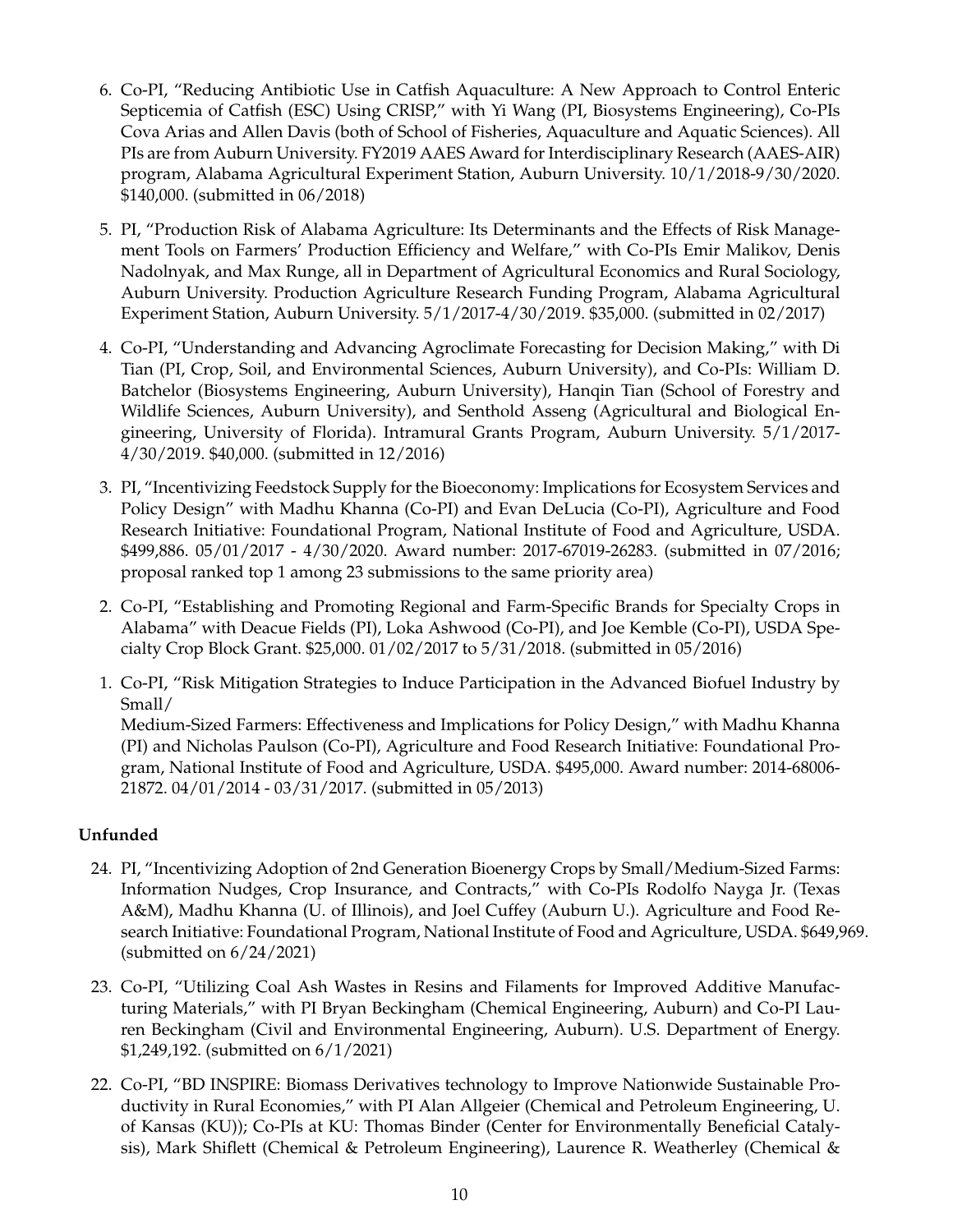6. Co-PI, "Reducing Antibiotic Use in Catfish Aquaculture: A New Approach to Control Enteric Septicemia of Catfish (ESC) Using CRISP," with Yi Wang (PI, Biosystems Engineering), Co-PIs Cova Arias and Allen Davis (both of School of Fisheries, Aquaculture and Aquatic Sciences). All PIs are from Auburn University. FY2019 AAES Award for Interdisciplinary Research (AAES-AIR) program, Alabama Agricultural Experiment Station, Auburn University. 10/1/2018-9/30/2020. $140,000. (submitted in 06/2018)

5. PI, "Production Risk of Alabama Agriculture: Its Determinants and the Effects of Risk Management Tools on Farmers' Production Efficiency and Welfare," with Co-PIs Emir Malikov, Denis Nadolnyak, and Max Runge, all in Department of Agricultural Economics and Rural Sociology, Auburn University. Production Agriculture Research Funding Program, Alabama Agricultural Experiment Station, Auburn University. 5/1/2017-4/30/2019. $35,000. (submitted in 02/2017)

4. Co-PI, "Understanding and Advancing Agroclimate Forecasting for Decision Making," with Di Tian (PI, Crop, Soil, and Environmental Sciences, Auburn University), and Co-PIs: William D. Batchelor (Biosystems Engineering, Auburn University), Hanqin Tian (School of Forestry and Wildlife Sciences, Auburn University), and Senthold Asseng (Agricultural and Biological Engineering, University of Florida). Intramural Grants Program, Auburn University. 5/1/2017-4/30/2019. $40,000. (submitted in 12/2016)

3. PI, "Incentivizing Feedstock Supply for the Bioeconomy: Implications for Ecosystem Services and Policy Design" with Madhu Khanna (Co-PI) and Evan DeLucia (Co-PI), Agriculture and Food Research Initiative: Foundational Program, National Institute of Food and Agriculture, USDA. $499,886. 05/01/2017 - 4/30/2020. Award number: 2017-67019-26283. (submitted in 07/2016; proposal ranked top 1 among 23 submissions to the same priority area)

2. Co-PI, "Establishing and Promoting Regional and Farm-Specific Brands for Specialty Crops in Alabama" with Deacue Fields (PI), Loka Ashwood (Co-PI), and Joe Kemble (Co-PI), USDA Specialty Crop Block Grant. $25,000. 01/02/2017 to 5/31/2018. (submitted in 05/2016)

1. Co-PI, "Risk Mitigation Strategies to Induce Participation in the Advanced Biofuel Industry by Small/ Medium-Sized Farmers: Effectiveness and Implications for Policy Design," with Madhu Khanna (PI) and Nicholas Paulson (Co-PI), Agriculture and Food Research Initiative: Foundational Program, National Institute of Food and Agriculture, USDA. $495,000. Award number: 2014-68006-21872. 04/01/2014 - 03/31/2017. (submitted in 05/2013)

**Unfunded**

24. PI, "Incentivizing Adoption of 2nd Generation Bioenergy Crops by Small/Medium-Sized Farms: Information Nudges, Crop Insurance, and Contracts," with Co-PIs Rodolfo Nayga Jr. (Texas A&M), Madhu Khanna (U. of Illinois), and Joel Cuffey (Auburn U.). Agriculture and Food Research Initiative: Foundational Program, National Institute of Food and Agriculture, USDA. $649,969. (submitted on 6/24/2021)

23. Co-PI, "Utilizing Coal Ash Wastes in Resins and Filaments for Improved Additive Manufacturing Materials," with PI Bryan Beckingham (Chemical Engineering, Auburn) and Co-PI Lauren Beckingham (Civil and Environmental Engineering, Auburn). U.S. Department of Energy. $1,249,192. (submitted on 6/1/2021)

22. Co-PI, "BD INSPIRE: Biomass Derivatives technology to Improve Nationwide Sustainable Productivity in Rural Economies," with PI Alan Allgeier (Chemical and Petroleum Engineering, U. of Kansas (KU)); Co-PIs at KU: Thomas Binder (Center for Environmentally Beneficial Catalysis), Mark Shiflett (Chemical & Petroleum Engineering), Laurence R. Weatherley (Chemical &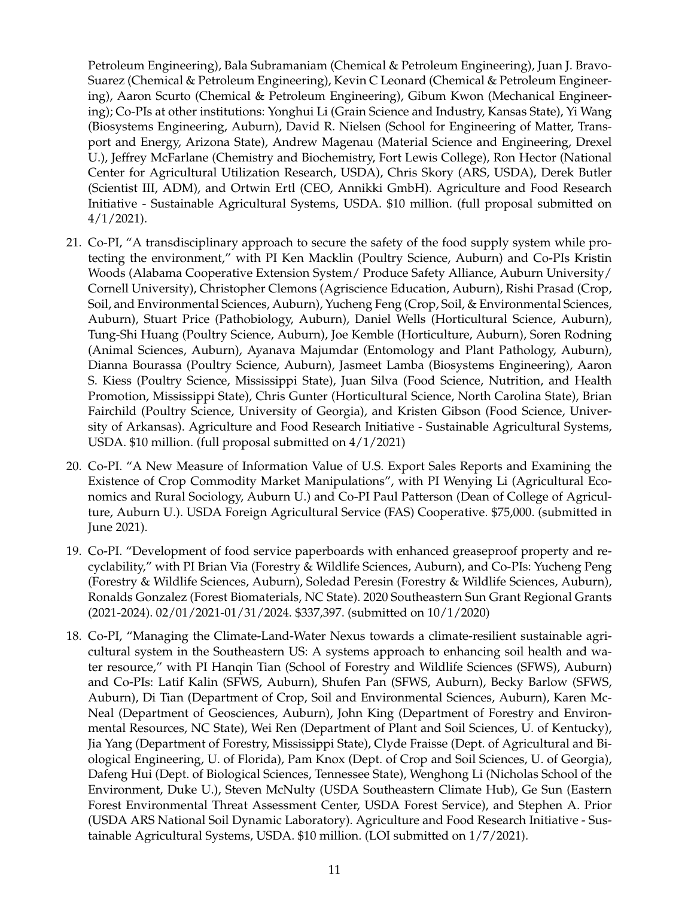Petroleum Engineering), Bala Subramaniam (Chemical & Petroleum Engineering), Juan J. Bravo-Suarez (Chemical & Petroleum Engineering), Kevin C Leonard (Chemical & Petroleum Engineering), Aaron Scurto (Chemical & Petroleum Engineering), Gibum Kwon (Mechanical Engineering); Co-PIs at other institutions: Yonghui Li (Grain Science and Industry, Kansas State), Yi Wang (Biosystems Engineering, Auburn), David R. Nielsen (School for Engineering of Matter, Transport and Energy, Arizona State), Andrew Magenau (Material Science and Engineering, Drexel U.), Jeffrey McFarlane (Chemistry and Biochemistry, Fort Lewis College), Ron Hector (National Center for Agricultural Utilization Research, USDA), Chris Skory (ARS, USDA), Derek Butler (Scientist III, ADM), and Ortwin Ertl (CEO, Annikki GmbH). Agriculture and Food Research Initiative - Sustainable Agricultural Systems, USDA. $10 million. (full proposal submitted on 4/1/2021).

21. Co-PI, "A transdisciplinary approach to secure the safety of the food supply system while protecting the environment," with PI Ken Macklin (Poultry Science, Auburn) and Co-PIs Kristin Woods (Alabama Cooperative Extension System/ Produce Safety Alliance, Auburn University/ Cornell University), Christopher Clemons (Agriscience Education, Auburn), Rishi Prasad (Crop, Soil, and Environmental Sciences, Auburn), Yucheng Feng (Crop, Soil, & Environmental Sciences, Auburn), Stuart Price (Pathobiology, Auburn), Daniel Wells (Horticultural Science, Auburn), Tung-Shi Huang (Poultry Science, Auburn), Joe Kemble (Horticulture, Auburn), Soren Rodning (Animal Sciences, Auburn), Ayanava Majumdar (Entomology and Plant Pathology, Auburn), Dianna Bourassa (Poultry Science, Auburn), Jasmeet Lamba (Biosystems Engineering), Aaron S. Kiess (Poultry Science, Mississippi State), Juan Silva (Food Science, Nutrition, and Health Promotion, Mississippi State), Chris Gunter (Horticultural Science, North Carolina State), Brian Fairchild (Poultry Science, University of Georgia), and Kristen Gibson (Food Science, University of Arkansas). Agriculture and Food Research Initiative - Sustainable Agricultural Systems, USDA. $10 million. (full proposal submitted on 4/1/2021)

20. Co-PI. "A New Measure of Information Value of U.S. Export Sales Reports and Examining the Existence of Crop Commodity Market Manipulations", with PI Wenying Li (Agricultural Economics and Rural Sociology, Auburn U.) and Co-PI Paul Patterson (Dean of College of Agriculture, Auburn U.). USDA Foreign Agricultural Service (FAS) Cooperative. $75,000. (submitted in June 2021).

19. Co-PI. "Development of food service paperboards with enhanced greaseproof property and recyclability," with PI Brian Via (Forestry & Wildlife Sciences, Auburn), and Co-PIs: Yucheng Peng (Forestry & Wildlife Sciences, Auburn), Soledad Peresin (Forestry & Wildlife Sciences, Auburn), Ronalds Gonzalez (Forest Biomaterials, NC State). 2020 Southeastern Sun Grant Regional Grants (2021-2024). 02/01/2021-01/31/2024. $337,397. (submitted on 10/1/2020)

18. Co-PI, "Managing the Climate-Land-Water Nexus towards a climate-resilient sustainable agricultural system in the Southeastern US: A systems approach to enhancing soil health and water resource," with PI Hanqin Tian (School of Forestry and Wildlife Sciences (SFWS), Auburn) and Co-PIs: Latif Kalin (SFWS, Auburn), Shufen Pan (SFWS, Auburn), Becky Barlow (SFWS, Auburn), Di Tian (Department of Crop, Soil and Environmental Sciences, Auburn), Karen McNeal (Department of Geosciences, Auburn), John King (Department of Forestry and Environmental Resources, NC State), Wei Ren (Department of Plant and Soil Sciences, U. of Kentucky), Jia Yang (Department of Forestry, Mississippi State), Clyde Fraisse (Dept. of Agricultural and Biological Engineering, U. of Florida), Pam Knox (Dept. of Crop and Soil Sciences, U. of Georgia), Dafeng Hui (Dept. of Biological Sciences, Tennessee State), Wenghong Li (Nicholas School of the Environment, Duke U.), Steven McNulty (USDA Southeastern Climate Hub), Ge Sun (Eastern Forest Environmental Threat Assessment Center, USDA Forest Service), and Stephen A. Prior (USDA ARS National Soil Dynamic Laboratory). Agriculture and Food Research Initiative - Sustainable Agricultural Systems, USDA. $10 million. (LOI submitted on 1/7/2021).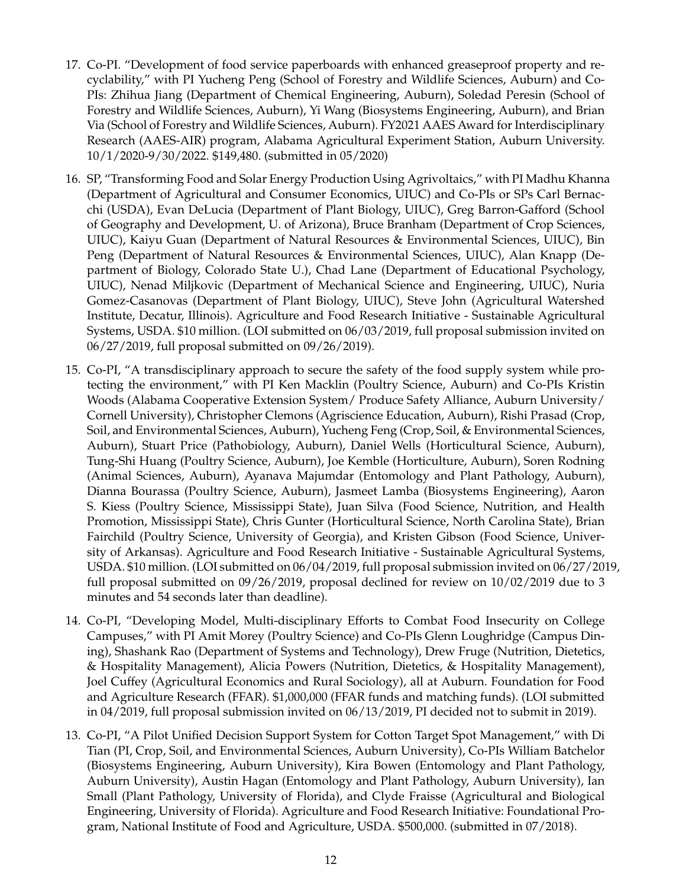17. Co-PI. "Development of food service paperboards with enhanced greaseproof property and recyclability," with PI Yucheng Peng (School of Forestry and Wildlife Sciences, Auburn) and Co-PIs: Zhihua Jiang (Department of Chemical Engineering, Auburn), Soledad Peresin (School of Forestry and Wildlife Sciences, Auburn), Yi Wang (Biosystems Engineering, Auburn), and Brian Via (School of Forestry and Wildlife Sciences, Auburn). FY2021 AAES Award for Interdisciplinary Research (AAES-AIR) program, Alabama Agricultural Experiment Station, Auburn University. 10/1/2020-9/30/2022. $149,480. (submitted in 05/2020)

16. SP, "Transforming Food and Solar Energy Production Using Agrivoltaics," with PI Madhu Khanna (Department of Agricultural and Consumer Economics, UIUC) and Co-PIs or SPs Carl Bernacchi (USDA), Evan DeLucia (Department of Plant Biology, UIUC), Greg Barron-Gafford (School of Geography and Development, U. of Arizona), Bruce Branham (Department of Crop Sciences, UIUC), Kaiyu Guan (Department of Natural Resources & Environmental Sciences, UIUC), Bin Peng (Department of Natural Resources & Environmental Sciences, UIUC), Alan Knapp (Department of Biology, Colorado State U.), Chad Lane (Department of Educational Psychology, UIUC), Nenad Miljkovic (Department of Mechanical Science and Engineering, UIUC), Nuria Gomez-Casanovas (Department of Plant Biology, UIUC), Steve John (Agricultural Watershed Institute, Decatur, Illinois). Agriculture and Food Research Initiative - Sustainable Agricultural Systems, USDA. $10 million. (LOI submitted on 06/03/2019, full proposal submission invited on 06/27/2019, full proposal submitted on 09/26/2019).

15. Co-PI, "A transdisciplinary approach to secure the safety of the food supply system while protecting the environment," with PI Ken Macklin (Poultry Science, Auburn) and Co-PIs Kristin Woods (Alabama Cooperative Extension System/ Produce Safety Alliance, Auburn University/ Cornell University), Christopher Clemons (Agriscience Education, Auburn), Rishi Prasad (Crop, Soil, and Environmental Sciences, Auburn), Yucheng Feng (Crop, Soil, & Environmental Sciences, Auburn), Stuart Price (Pathobiology, Auburn), Daniel Wells (Horticultural Science, Auburn), Tung-Shi Huang (Poultry Science, Auburn), Joe Kemble (Horticulture, Auburn), Soren Rodning (Animal Sciences, Auburn), Ayanava Majumdar (Entomology and Plant Pathology, Auburn), Dianna Bourassa (Poultry Science, Auburn), Jasmeet Lamba (Biosystems Engineering), Aaron S. Kiess (Poultry Science, Mississippi State), Juan Silva (Food Science, Nutrition, and Health Promotion, Mississippi State), Chris Gunter (Horticultural Science, North Carolina State), Brian Fairchild (Poultry Science, University of Georgia), and Kristen Gibson (Food Science, University of Arkansas). Agriculture and Food Research Initiative - Sustainable Agricultural Systems, USDA. $10 million. (LOI submitted on 06/04/2019, full proposal submission invited on 06/27/2019, full proposal submitted on 09/26/2019, proposal declined for review on 10/02/2019 due to 3 minutes and 54 seconds later than deadline).

14. Co-PI, "Developing Model, Multi-disciplinary Efforts to Combat Food Insecurity on College Campuses," with PI Amit Morey (Poultry Science) and Co-PIs Glenn Loughridge (Campus Dining), Shashank Rao (Department of Systems and Technology), Drew Fruge (Nutrition, Dietetics, & Hospitality Management), Alicia Powers (Nutrition, Dietetics, & Hospitality Management), Joel Cuffey (Agricultural Economics and Rural Sociology), all at Auburn. Foundation for Food and Agriculture Research (FFAR). $1,000,000 (FFAR funds and matching funds). (LOI submitted in 04/2019, full proposal submission invited on 06/13/2019, PI decided not to submit in 2019).

13. Co-PI, "A Pilot Unified Decision Support System for Cotton Target Spot Management," with Di Tian (PI, Crop, Soil, and Environmental Sciences, Auburn University), Co-PIs William Batchelor (Biosystems Engineering, Auburn University), Kira Bowen (Entomology and Plant Pathology, Auburn University), Austin Hagan (Entomology and Plant Pathology, Auburn University), Ian Small (Plant Pathology, University of Florida), and Clyde Fraisse (Agricultural and Biological Engineering, University of Florida). Agriculture and Food Research Initiative: Foundational Program, National Institute of Food and Agriculture, USDA. $500,000. (submitted in 07/2018).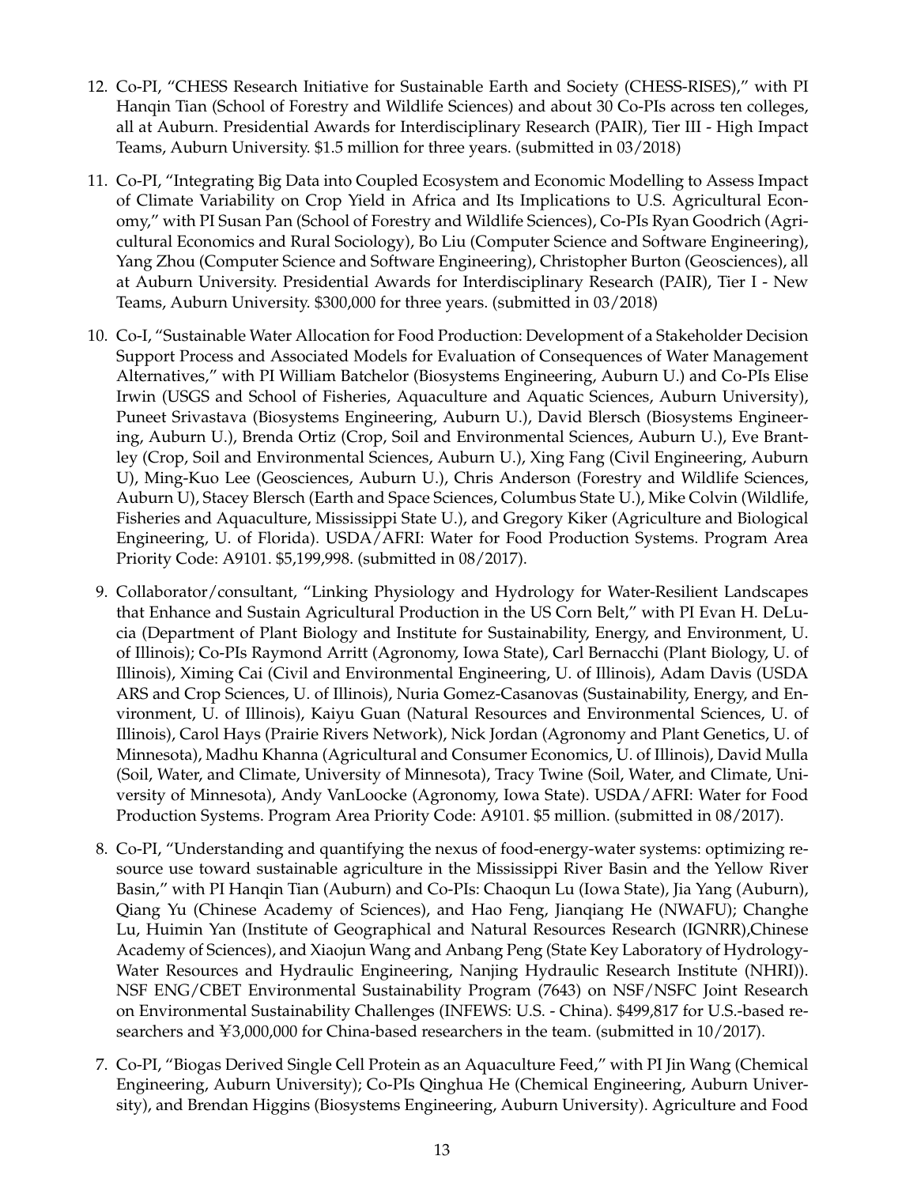12. Co-PI, "CHESS Research Initiative for Sustainable Earth and Society (CHESS-RISES)," with PI Hanqin Tian (School of Forestry and Wildlife Sciences) and about 30 Co-PIs across ten colleges, all at Auburn. Presidential Awards for Interdisciplinary Research (PAIR), Tier III - High Impact Teams, Auburn University. $1.5 million for three years. (submitted in 03/2018)

11. Co-PI, "Integrating Big Data into Coupled Ecosystem and Economic Modelling to Assess Impact of Climate Variability on Crop Yield in Africa and Its Implications to U.S. Agricultural Economy," with PI Susan Pan (School of Forestry and Wildlife Sciences), Co-PIs Ryan Goodrich (Agricultural Economics and Rural Sociology), Bo Liu (Computer Science and Software Engineering), Yang Zhou (Computer Science and Software Engineering), Christopher Burton (Geosciences), all at Auburn University. Presidential Awards for Interdisciplinary Research (PAIR), Tier I - New Teams, Auburn University. $300,000 for three years. (submitted in 03/2018)

10. Co-I, "Sustainable Water Allocation for Food Production: Development of a Stakeholder Decision Support Process and Associated Models for Evaluation of Consequences of Water Management Alternatives," with PI William Batchelor (Biosystems Engineering, Auburn U.) and Co-PIs Elise Irwin (USGS and School of Fisheries, Aquaculture and Aquatic Sciences, Auburn University), Puneet Srivastava (Biosystems Engineering, Auburn U.), David Blersch (Biosystems Engineering, Auburn U.), Brenda Ortiz (Crop, Soil and Environmental Sciences, Auburn U.), Eve Brantley (Crop, Soil and Environmental Sciences, Auburn U.), Xing Fang (Civil Engineering, Auburn U), Ming-Kuo Lee (Geosciences, Auburn U.), Chris Anderson (Forestry and Wildlife Sciences, Auburn U), Stacey Blersch (Earth and Space Sciences, Columbus State U.), Mike Colvin (Wildlife, Fisheries and Aquaculture, Mississippi State U.), and Gregory Kiker (Agriculture and Biological Engineering, U. of Florida). USDA/AFRI: Water for Food Production Systems. Program Area Priority Code: A9101. $5,199,998. (submitted in 08/2017).

9. Collaborator/consultant, "Linking Physiology and Hydrology for Water-Resilient Landscapes that Enhance and Sustain Agricultural Production in the US Corn Belt," with PI Evan H. DeLucia (Department of Plant Biology and Institute for Sustainability, Energy, and Environment, U. of Illinois); Co-PIs Raymond Arritt (Agronomy, Iowa State), Carl Bernacchi (Plant Biology, U. of Illinois), Ximing Cai (Civil and Environmental Engineering, U. of Illinois), Adam Davis (USDA ARS and Crop Sciences, U. of Illinois), Nuria Gomez-Casanovas (Sustainability, Energy, and Environment, U. of Illinois), Kaiyu Guan (Natural Resources and Environmental Sciences, U. of Illinois), Carol Hays (Prairie Rivers Network), Nick Jordan (Agronomy and Plant Genetics, U. of Minnesota), Madhu Khanna (Agricultural and Consumer Economics, U. of Illinois), David Mulla (Soil, Water, and Climate, University of Minnesota), Tracy Twine (Soil, Water, and Climate, University of Minnesota), Andy VanLoocke (Agronomy, Iowa State). USDA/AFRI: Water for Food Production Systems. Program Area Priority Code: A9101. $5 million. (submitted in 08/2017).

8. Co-PI, "Understanding and quantifying the nexus of food-energy-water systems: optimizing resource use toward sustainable agriculture in the Mississippi River Basin and the Yellow River Basin," with PI Hanqin Tian (Auburn) and Co-PIs: Chaoqun Lu (Iowa State), Jia Yang (Auburn), Qiang Yu (Chinese Academy of Sciences), and Hao Feng, Jianqiang He (NWAFU); Changhe Lu, Huimin Yan (Institute of Geographical and Natural Resources Research (IGNRR),Chinese Academy of Sciences), and Xiaojun Wang and Anbang Peng (State Key Laboratory of Hydrology-Water Resources and Hydraulic Engineering, Nanjing Hydraulic Research Institute (NHRI)). NSF ENG/CBET Environmental Sustainability Program (7643) on NSF/NSFC Joint Research on Environmental Sustainability Challenges (INFEWS: U.S. - China). $499,817 for U.S.-based researchers and ¥3,000,000 for China-based researchers in the team. (submitted in 10/2017).

7. Co-PI, "Biogas Derived Single Cell Protein as an Aquaculture Feed," with PI Jin Wang (Chemical Engineering, Auburn University); Co-PIs Qinghua He (Chemical Engineering, Auburn University), and Brendan Higgins (Biosystems Engineering, Auburn University). Agriculture and Food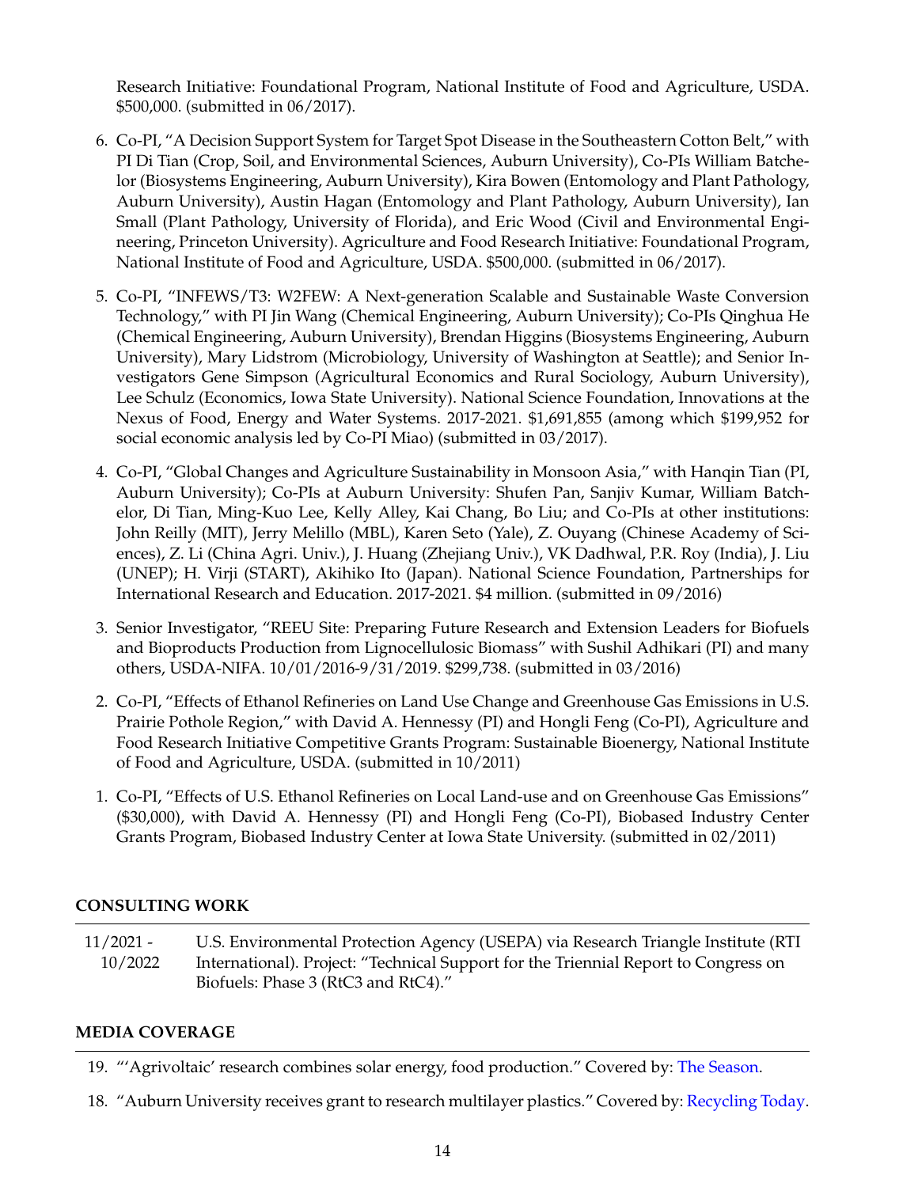Research Initiative: Foundational Program, National Institute of Food and Agriculture, USDA. $500,000. (submitted in 06/2017).

6. Co-PI, "A Decision Support System for Target Spot Disease in the Southeastern Cotton Belt," with PI Di Tian (Crop, Soil, and Environmental Sciences, Auburn University), Co-PIs William Batchelor (Biosystems Engineering, Auburn University), Kira Bowen (Entomology and Plant Pathology, Auburn University), Austin Hagan (Entomology and Plant Pathology, Auburn University), Ian Small (Plant Pathology, University of Florida), and Eric Wood (Civil and Environmental Engineering, Princeton University). Agriculture and Food Research Initiative: Foundational Program, National Institute of Food and Agriculture, USDA. $500,000. (submitted in 06/2017).

5. Co-PI, "INFEWS/T3: W2FEW: A Next-generation Scalable and Sustainable Waste Conversion Technology," with PI Jin Wang (Chemical Engineering, Auburn University); Co-PIs Qinghua He (Chemical Engineering, Auburn University), Brendan Higgins (Biosystems Engineering, Auburn University), Mary Lidstrom (Microbiology, University of Washington at Seattle); and Senior Investigators Gene Simpson (Agricultural Economics and Rural Sociology, Auburn University), Lee Schulz (Economics, Iowa State University). National Science Foundation, Innovations at the Nexus of Food, Energy and Water Systems. 2017-2021. $1,691,855 (among which $199,952 for social economic analysis led by Co-PI Miao) (submitted in 03/2017).

4. Co-PI, "Global Changes and Agriculture Sustainability in Monsoon Asia," with Hanqin Tian (PI, Auburn University); Co-PIs at Auburn University: Shufen Pan, Sanjiv Kumar, William Batchelor, Di Tian, Ming-Kuo Lee, Kelly Alley, Kai Chang, Bo Liu; and Co-PIs at other institutions: John Reilly (MIT), Jerry Melillo (MBL), Karen Seto (Yale), Z. Ouyang (Chinese Academy of Sciences), Z. Li (China Agri. Univ.), J. Huang (Zhejiang Univ.), VK Dadhwal, P.R. Roy (India), J. Liu (UNEP); H. Virji (START), Akihiko Ito (Japan). National Science Foundation, Partnerships for International Research and Education. 2017-2021. $4 million. (submitted in 09/2016)

3. Senior Investigator, "REEU Site: Preparing Future Research and Extension Leaders for Biofuels and Bioproducts Production from Lignocellulosic Biomass" with Sushil Adhikari (PI) and many others, USDA-NIFA. 10/01/2016-9/31/2019. $299,738. (submitted in 03/2016)

2. Co-PI, "Effects of Ethanol Refineries on Land Use Change and Greenhouse Gas Emissions in U.S. Prairie Pothole Region," with David A. Hennessy (PI) and Hongli Feng (Co-PI), Agriculture and Food Research Initiative Competitive Grants Program: Sustainable Bioenergy, National Institute of Food and Agriculture, USDA. (submitted in 10/2011)

1. Co-PI, "Effects of U.S. Ethanol Refineries on Local Land-use and on Greenhouse Gas Emissions" ($30,000), with David A. Hennessy (PI) and Hongli Feng (Co-PI), Biobased Industry Center Grants Program, Biobased Industry Center at Iowa State University. (submitted in 02/2011)

## CONSULTING WORK

| | |
|---|---|
| 11/2021 - 10/2022 | U.S. Environmental Protection Agency (USEPA) via Research Triangle Institute (RTI International). Project: "Technical Support for the Triennial Report to Congress on Biofuels: Phase 3 (RtC3 and RtC4)." |

## MEDIA COVERAGE

19. "'Agrivoltaic' research combines solar energy, food production." Covered by: The Season.

18. "Auburn University receives grant to research multilayer plastics." Covered by: Recycling Today.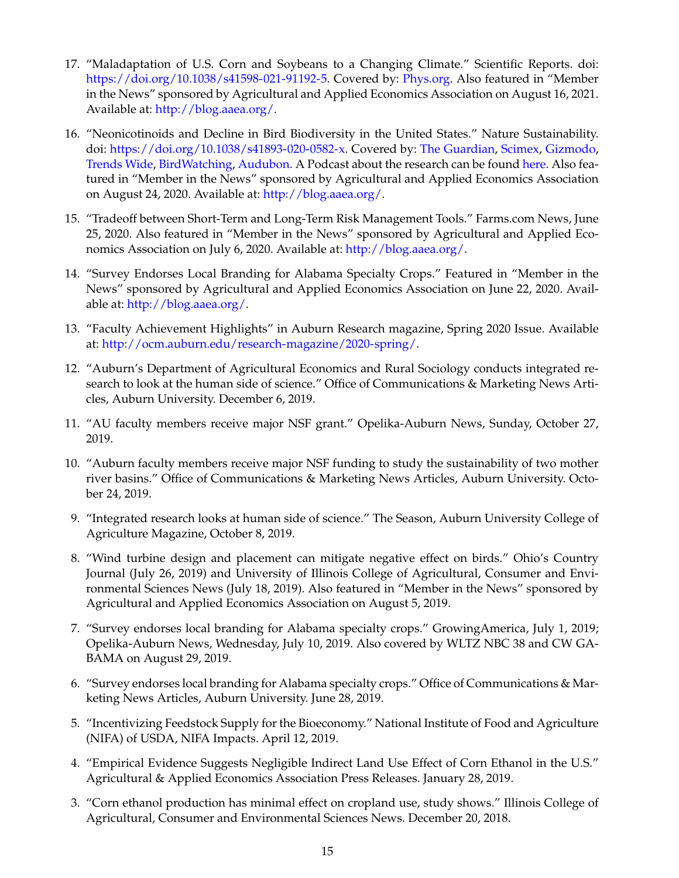17. "Maladaptation of U.S. Corn and Soybeans to a Changing Climate." Scientific Reports. doi: https://doi.org/10.1038/s41598-021-91192-5. Covered by: Phys.org. Also featured in "Member in the News" sponsored by Agricultural and Applied Economics Association on August 16, 2021. Available at: http://blog.aaea.org/.

16. "Neonicotinoids and Decline in Bird Biodiversity in the United States." Nature Sustainability. doi: https://doi.org/10.1038/s41893-020-0582-x. Covered by: The Guardian, Scimex, Gizmodo, Trends Wide, BirdWatching, Audubon. A Podcast about the research can be found here. Also featured in "Member in the News" sponsored by Agricultural and Applied Economics Association on August 24, 2020. Available at: http://blog.aaea.org/.

15. "Tradeoff between Short-Term and Long-Term Risk Management Tools." Farms.com News, June 25, 2020. Also featured in "Member in the News" sponsored by Agricultural and Applied Economics Association on July 6, 2020. Available at: http://blog.aaea.org/.

14. "Survey Endorses Local Branding for Alabama Specialty Crops." Featured in "Member in the News" sponsored by Agricultural and Applied Economics Association on June 22, 2020. Available at: http://blog.aaea.org/.

13. "Faculty Achievement Highlights" in Auburn Research magazine, Spring 2020 Issue. Available at: http://ocm.auburn.edu/research-magazine/2020-spring/.

12. "Auburn's Department of Agricultural Economics and Rural Sociology conducts integrated research to look at the human side of science." Office of Communications & Marketing News Articles, Auburn University. December 6, 2019.

11. "AU faculty members receive major NSF grant." Opelika-Auburn News, Sunday, October 27, 2019.

10. "Auburn faculty members receive major NSF funding to study the sustainability of two mother river basins." Office of Communications & Marketing News Articles, Auburn University. October 24, 2019.

9. "Integrated research looks at human side of science." The Season, Auburn University College of Agriculture Magazine, October 8, 2019.

8. "Wind turbine design and placement can mitigate negative effect on birds." Ohio's Country Journal (July 26, 2019) and University of Illinois College of Agricultural, Consumer and Environmental Sciences News (July 18, 2019). Also featured in "Member in the News" sponsored by Agricultural and Applied Economics Association on August 5, 2019.

7. "Survey endorses local branding for Alabama specialty crops." GrowingAmerica, July 1, 2019; Opelika-Auburn News, Wednesday, July 10, 2019. Also covered by WLTZ NBC 38 and CW GABAMA on August 29, 2019.

6. "Survey endorses local branding for Alabama specialty crops." Office of Communications & Marketing News Articles, Auburn University. June 28, 2019.

5. "Incentivizing Feedstock Supply for the Bioeconomy." National Institute of Food and Agriculture (NIFA) of USDA, NIFA Impacts. April 12, 2019.

4. "Empirical Evidence Suggests Negligible Indirect Land Use Effect of Corn Ethanol in the U.S." Agricultural & Applied Economics Association Press Releases. January 28, 2019.

3. "Corn ethanol production has minimal effect on cropland use, study shows." Illinois College of Agricultural, Consumer and Environmental Sciences News. December 20, 2018.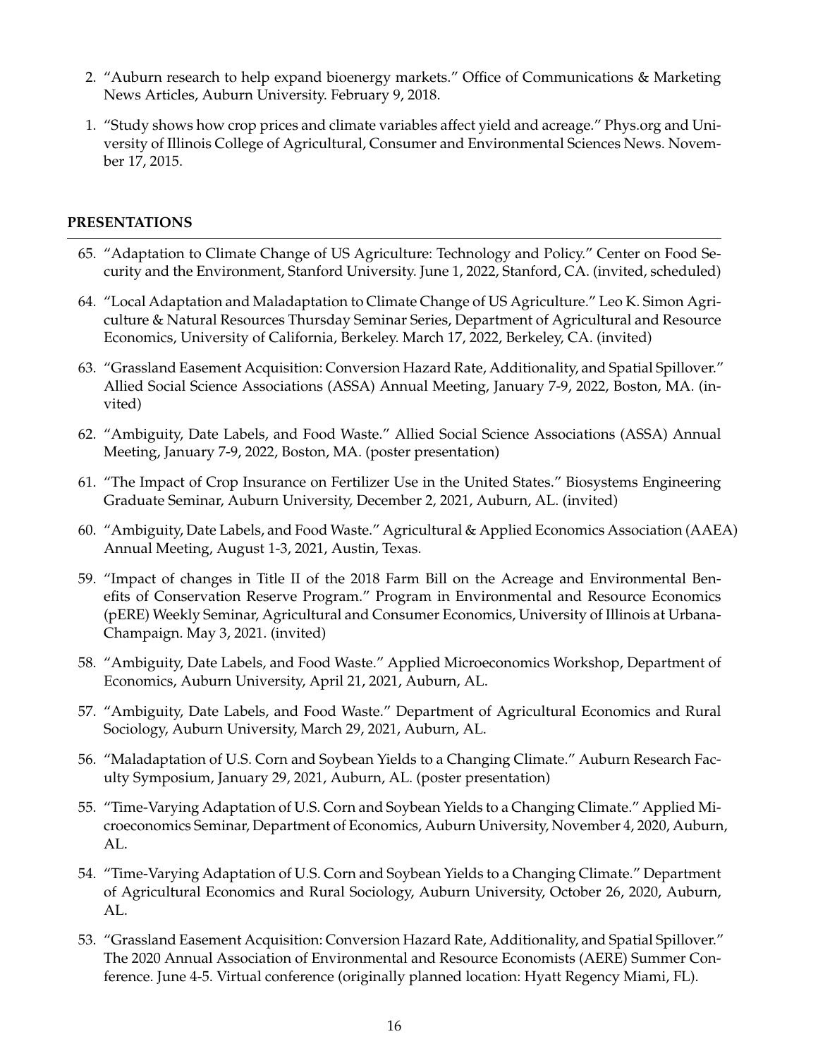2. "Auburn research to help expand bioenergy markets." Office of Communications & Marketing News Articles, Auburn University. February 9, 2018.

1. "Study shows how crop prices and climate variables affect yield and acreage." Phys.org and University of Illinois College of Agricultural, Consumer and Environmental Sciences News. November 17, 2015.

## PRESENTATIONS

65. "Adaptation to Climate Change of US Agriculture: Technology and Policy." Center on Food Security and the Environment, Stanford University. June 1, 2022, Stanford, CA. (invited, scheduled)

64. "Local Adaptation and Maladaptation to Climate Change of US Agriculture." Leo K. Simon Agriculture & Natural Resources Thursday Seminar Series, Department of Agricultural and Resource Economics, University of California, Berkeley. March 17, 2022, Berkeley, CA. (invited)

63. "Grassland Easement Acquisition: Conversion Hazard Rate, Additionality, and Spatial Spillover." Allied Social Science Associations (ASSA) Annual Meeting, January 7-9, 2022, Boston, MA. (invited)

62. "Ambiguity, Date Labels, and Food Waste." Allied Social Science Associations (ASSA) Annual Meeting, January 7-9, 2022, Boston, MA. (poster presentation)

61. "The Impact of Crop Insurance on Fertilizer Use in the United States." Biosystems Engineering Graduate Seminar, Auburn University, December 2, 2021, Auburn, AL. (invited)

60. "Ambiguity, Date Labels, and Food Waste." Agricultural & Applied Economics Association (AAEA) Annual Meeting, August 1-3, 2021, Austin, Texas.

59. "Impact of changes in Title II of the 2018 Farm Bill on the Acreage and Environmental Benefits of Conservation Reserve Program." Program in Environmental and Resource Economics (pERE) Weekly Seminar, Agricultural and Consumer Economics, University of Illinois at Urbana-Champaign. May 3, 2021. (invited)

58. "Ambiguity, Date Labels, and Food Waste." Applied Microeconomics Workshop, Department of Economics, Auburn University, April 21, 2021, Auburn, AL.

57. "Ambiguity, Date Labels, and Food Waste." Department of Agricultural Economics and Rural Sociology, Auburn University, March 29, 2021, Auburn, AL.

56. "Maladaptation of U.S. Corn and Soybean Yields to a Changing Climate." Auburn Research Faculty Symposium, January 29, 2021, Auburn, AL. (poster presentation)

55. "Time-Varying Adaptation of U.S. Corn and Soybean Yields to a Changing Climate." Applied Microeconomics Seminar, Department of Economics, Auburn University, November 4, 2020, Auburn, AL.

54. "Time-Varying Adaptation of U.S. Corn and Soybean Yields to a Changing Climate." Department of Agricultural Economics and Rural Sociology, Auburn University, October 26, 2020, Auburn, AL.

53. "Grassland Easement Acquisition: Conversion Hazard Rate, Additionality, and Spatial Spillover." The 2020 Annual Association of Environmental and Resource Economists (AERE) Summer Conference. June 4-5. Virtual conference (originally planned location: Hyatt Regency Miami, FL).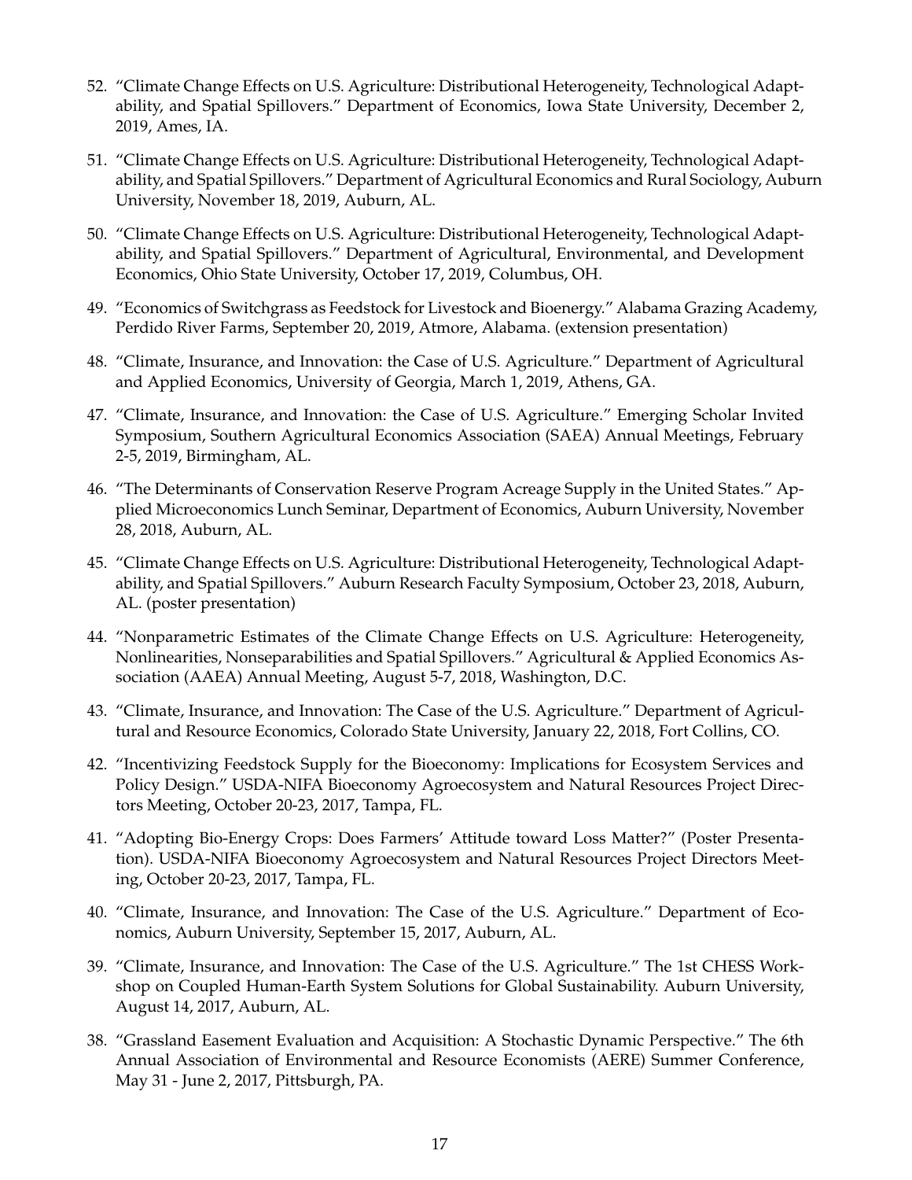52. "Climate Change Effects on U.S. Agriculture: Distributional Heterogeneity, Technological Adaptability, and Spatial Spillovers." Department of Economics, Iowa State University, December 2, 2019, Ames, IA.

51. "Climate Change Effects on U.S. Agriculture: Distributional Heterogeneity, Technological Adaptability, and Spatial Spillovers." Department of Agricultural Economics and Rural Sociology, Auburn University, November 18, 2019, Auburn, AL.

50. "Climate Change Effects on U.S. Agriculture: Distributional Heterogeneity, Technological Adaptability, and Spatial Spillovers." Department of Agricultural, Environmental, and Development Economics, Ohio State University, October 17, 2019, Columbus, OH.

49. "Economics of Switchgrass as Feedstock for Livestock and Bioenergy." Alabama Grazing Academy, Perdido River Farms, September 20, 2019, Atmore, Alabama. (extension presentation)

48. "Climate, Insurance, and Innovation: the Case of U.S. Agriculture." Department of Agricultural and Applied Economics, University of Georgia, March 1, 2019, Athens, GA.

47. "Climate, Insurance, and Innovation: the Case of U.S. Agriculture." Emerging Scholar Invited Symposium, Southern Agricultural Economics Association (SAEA) Annual Meetings, February 2-5, 2019, Birmingham, AL.

46. "The Determinants of Conservation Reserve Program Acreage Supply in the United States." Applied Microeconomics Lunch Seminar, Department of Economics, Auburn University, November 28, 2018, Auburn, AL.

45. "Climate Change Effects on U.S. Agriculture: Distributional Heterogeneity, Technological Adaptability, and Spatial Spillovers." Auburn Research Faculty Symposium, October 23, 2018, Auburn, AL. (poster presentation)

44. "Nonparametric Estimates of the Climate Change Effects on U.S. Agriculture: Heterogeneity, Nonlinearities, Nonseparabilities and Spatial Spillovers." Agricultural & Applied Economics Association (AAEA) Annual Meeting, August 5-7, 2018, Washington, D.C.

43. "Climate, Insurance, and Innovation: The Case of the U.S. Agriculture." Department of Agricultural and Resource Economics, Colorado State University, January 22, 2018, Fort Collins, CO.

42. "Incentivizing Feedstock Supply for the Bioeconomy: Implications for Ecosystem Services and Policy Design." USDA-NIFA Bioeconomy Agroecosystem and Natural Resources Project Directors Meeting, October 20-23, 2017, Tampa, FL.

41. "Adopting Bio-Energy Crops: Does Farmers' Attitude toward Loss Matter?" (Poster Presentation). USDA-NIFA Bioeconomy Agroecosystem and Natural Resources Project Directors Meeting, October 20-23, 2017, Tampa, FL.

40. "Climate, Insurance, and Innovation: The Case of the U.S. Agriculture." Department of Economics, Auburn University, September 15, 2017, Auburn, AL.

39. "Climate, Insurance, and Innovation: The Case of the U.S. Agriculture." The 1st CHESS Workshop on Coupled Human-Earth System Solutions for Global Sustainability. Auburn University, August 14, 2017, Auburn, AL.

38. "Grassland Easement Evaluation and Acquisition: A Stochastic Dynamic Perspective." The 6th Annual Association of Environmental and Resource Economists (AERE) Summer Conference, May 31 - June 2, 2017, Pittsburgh, PA.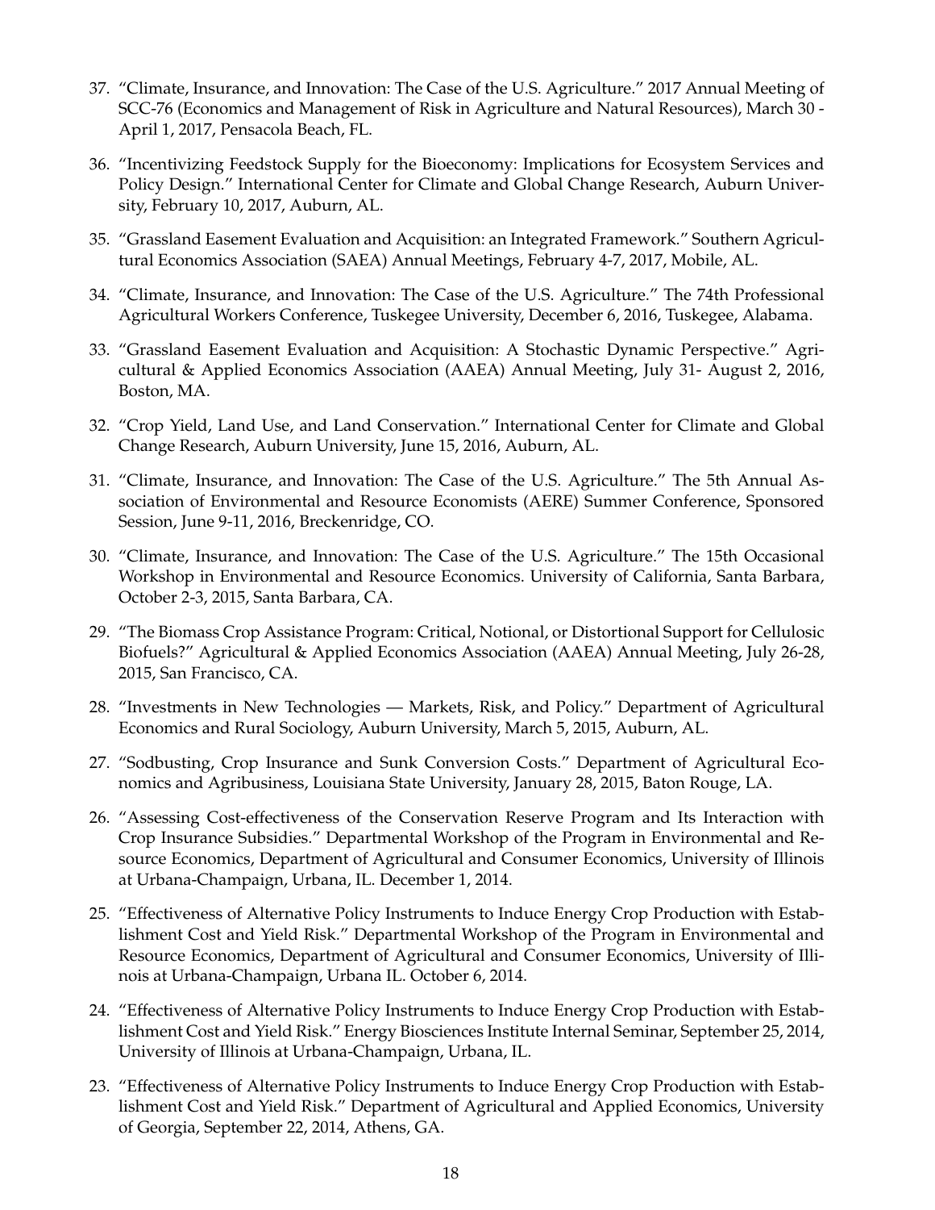37. "Climate, Insurance, and Innovation: The Case of the U.S. Agriculture." 2017 Annual Meeting of SCC-76 (Economics and Management of Risk in Agriculture and Natural Resources), March 30 - April 1, 2017, Pensacola Beach, FL.

36. "Incentivizing Feedstock Supply for the Bioeconomy: Implications for Ecosystem Services and Policy Design." International Center for Climate and Global Change Research, Auburn University, February 10, 2017, Auburn, AL.

35. "Grassland Easement Evaluation and Acquisition: an Integrated Framework." Southern Agricultural Economics Association (SAEA) Annual Meetings, February 4-7, 2017, Mobile, AL.

34. "Climate, Insurance, and Innovation: The Case of the U.S. Agriculture." The 74th Professional Agricultural Workers Conference, Tuskegee University, December 6, 2016, Tuskegee, Alabama.

33. "Grassland Easement Evaluation and Acquisition: A Stochastic Dynamic Perspective." Agricultural & Applied Economics Association (AAEA) Annual Meeting, July 31- August 2, 2016, Boston, MA.

32. "Crop Yield, Land Use, and Land Conservation." International Center for Climate and Global Change Research, Auburn University, June 15, 2016, Auburn, AL.

31. "Climate, Insurance, and Innovation: The Case of the U.S. Agriculture." The 5th Annual Association of Environmental and Resource Economists (AERE) Summer Conference, Sponsored Session, June 9-11, 2016, Breckenridge, CO.

30. "Climate, Insurance, and Innovation: The Case of the U.S. Agriculture." The 15th Occasional Workshop in Environmental and Resource Economics. University of California, Santa Barbara, October 2-3, 2015, Santa Barbara, CA.

29. "The Biomass Crop Assistance Program: Critical, Notional, or Distortional Support for Cellulosic Biofuels?" Agricultural & Applied Economics Association (AAEA) Annual Meeting, July 26-28, 2015, San Francisco, CA.

28. "Investments in New Technologies — Markets, Risk, and Policy." Department of Agricultural Economics and Rural Sociology, Auburn University, March 5, 2015, Auburn, AL.

27. "Sodbusting, Crop Insurance and Sunk Conversion Costs." Department of Agricultural Economics and Agribusiness, Louisiana State University, January 28, 2015, Baton Rouge, LA.

26. "Assessing Cost-effectiveness of the Conservation Reserve Program and Its Interaction with Crop Insurance Subsidies." Departmental Workshop of the Program in Environmental and Resource Economics, Department of Agricultural and Consumer Economics, University of Illinois at Urbana-Champaign, Urbana, IL. December 1, 2014.

25. "Effectiveness of Alternative Policy Instruments to Induce Energy Crop Production with Establishment Cost and Yield Risk." Departmental Workshop of the Program in Environmental and Resource Economics, Department of Agricultural and Consumer Economics, University of Illinois at Urbana-Champaign, Urbana IL. October 6, 2014.

24. "Effectiveness of Alternative Policy Instruments to Induce Energy Crop Production with Establishment Cost and Yield Risk." Energy Biosciences Institute Internal Seminar, September 25, 2014, University of Illinois at Urbana-Champaign, Urbana, IL.

23. "Effectiveness of Alternative Policy Instruments to Induce Energy Crop Production with Establishment Cost and Yield Risk." Department of Agricultural and Applied Economics, University of Georgia, September 22, 2014, Athens, GA.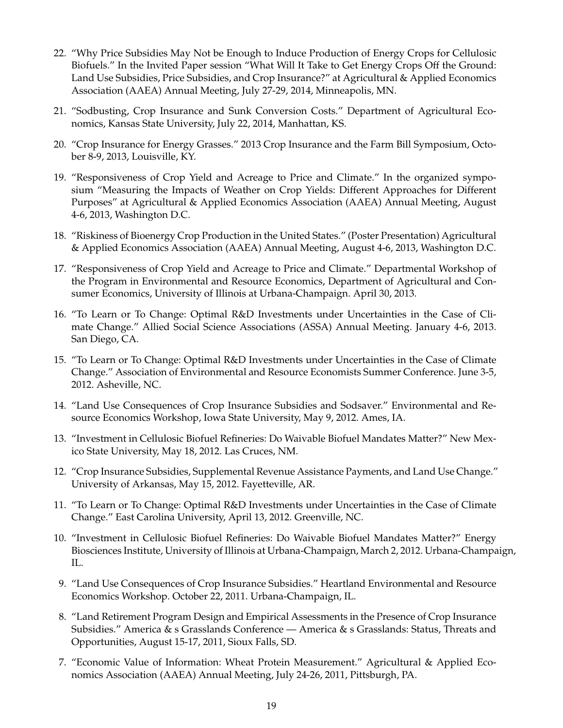22. "Why Price Subsidies May Not be Enough to Induce Production of Energy Crops for Cellulosic Biofuels." In the Invited Paper session "What Will It Take to Get Energy Crops Off the Ground: Land Use Subsidies, Price Subsidies, and Crop Insurance?" at Agricultural & Applied Economics Association (AAEA) Annual Meeting, July 27-29, 2014, Minneapolis, MN.

21. "Sodbusting, Crop Insurance and Sunk Conversion Costs." Department of Agricultural Economics, Kansas State University, July 22, 2014, Manhattan, KS.

20. "Crop Insurance for Energy Grasses." 2013 Crop Insurance and the Farm Bill Symposium, October 8-9, 2013, Louisville, KY.

19. "Responsiveness of Crop Yield and Acreage to Price and Climate." In the organized symposium "Measuring the Impacts of Weather on Crop Yields: Different Approaches for Different Purposes" at Agricultural & Applied Economics Association (AAEA) Annual Meeting, August 4-6, 2013, Washington D.C.

18. "Riskiness of Bioenergy Crop Production in the United States." (Poster Presentation) Agricultural & Applied Economics Association (AAEA) Annual Meeting, August 4-6, 2013, Washington D.C.

17. "Responsiveness of Crop Yield and Acreage to Price and Climate." Departmental Workshop of the Program in Environmental and Resource Economics, Department of Agricultural and Consumer Economics, University of Illinois at Urbana-Champaign. April 30, 2013.

16. "To Learn or To Change: Optimal R&D Investments under Uncertainties in the Case of Climate Change." Allied Social Science Associations (ASSA) Annual Meeting. January 4-6, 2013. San Diego, CA.

15. "To Learn or To Change: Optimal R&D Investments under Uncertainties in the Case of Climate Change." Association of Environmental and Resource Economists Summer Conference. June 3-5, 2012. Asheville, NC.

14. "Land Use Consequences of Crop Insurance Subsidies and Sodsaver." Environmental and Resource Economics Workshop, Iowa State University, May 9, 2012. Ames, IA.

13. "Investment in Cellulosic Biofuel Refineries: Do Waivable Biofuel Mandates Matter?" New Mexico State University, May 18, 2012. Las Cruces, NM.

12. "Crop Insurance Subsidies, Supplemental Revenue Assistance Payments, and Land Use Change." University of Arkansas, May 15, 2012. Fayetteville, AR.

11. "To Learn or To Change: Optimal R&D Investments under Uncertainties in the Case of Climate Change." East Carolina University, April 13, 2012. Greenville, NC.

10. "Investment in Cellulosic Biofuel Refineries: Do Waivable Biofuel Mandates Matter?" Energy Biosciences Institute, University of Illinois at Urbana-Champaign, March 2, 2012. Urbana-Champaign, IL.

9. "Land Use Consequences of Crop Insurance Subsidies." Heartland Environmental and Resource Economics Workshop. October 22, 2011. Urbana-Champaign, IL.

8. "Land Retirement Program Design and Empirical Assessments in the Presence of Crop Insurance Subsidies." America & s Grasslands Conference — America & s Grasslands: Status, Threats and Opportunities, August 15-17, 2011, Sioux Falls, SD.

7. "Economic Value of Information: Wheat Protein Measurement." Agricultural & Applied Economics Association (AAEA) Annual Meeting, July 24-26, 2011, Pittsburgh, PA.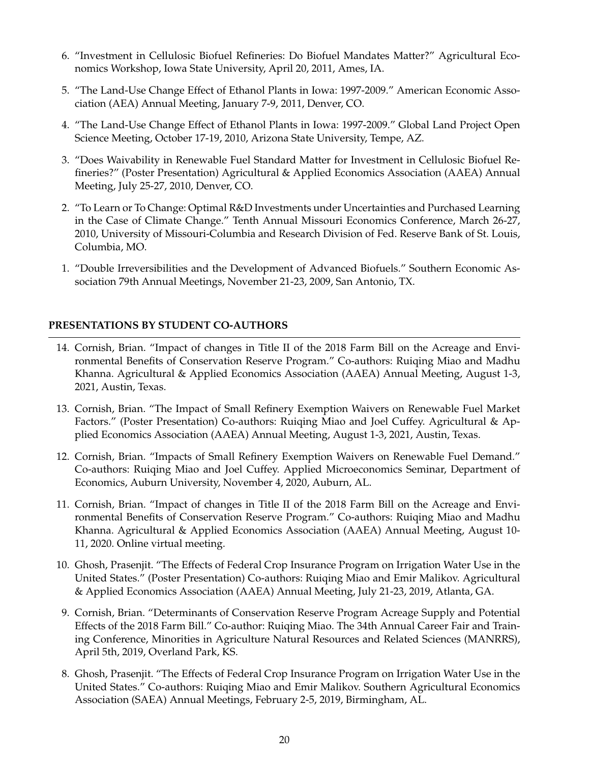6. "Investment in Cellulosic Biofuel Refineries: Do Biofuel Mandates Matter?" Agricultural Economics Workshop, Iowa State University, April 20, 2011, Ames, IA.

5. "The Land-Use Change Effect of Ethanol Plants in Iowa: 1997-2009." American Economic Association (AEA) Annual Meeting, January 7-9, 2011, Denver, CO.

4. "The Land-Use Change Effect of Ethanol Plants in Iowa: 1997-2009." Global Land Project Open Science Meeting, October 17-19, 2010, Arizona State University, Tempe, AZ.

3. "Does Waivability in Renewable Fuel Standard Matter for Investment in Cellulosic Biofuel Refineries?" (Poster Presentation) Agricultural & Applied Economics Association (AAEA) Annual Meeting, July 25-27, 2010, Denver, CO.

2. "To Learn or To Change: Optimal R&D Investments under Uncertainties and Purchased Learning in the Case of Climate Change." Tenth Annual Missouri Economics Conference, March 26-27, 2010, University of Missouri-Columbia and Research Division of Fed. Reserve Bank of St. Louis, Columbia, MO.

1. "Double Irreversibilities and the Development of Advanced Biofuels." Southern Economic Association 79th Annual Meetings, November 21-23, 2009, San Antonio, TX.

## PRESENTATIONS BY STUDENT CO-AUTHORS

14. Cornish, Brian. "Impact of changes in Title II of the 2018 Farm Bill on the Acreage and Environmental Benefits of Conservation Reserve Program." Co-authors: Ruiqing Miao and Madhu Khanna. Agricultural & Applied Economics Association (AAEA) Annual Meeting, August 1-3, 2021, Austin, Texas.

13. Cornish, Brian. "The Impact of Small Refinery Exemption Waivers on Renewable Fuel Market Factors." (Poster Presentation) Co-authors: Ruiqing Miao and Joel Cuffey. Agricultural & Applied Economics Association (AAEA) Annual Meeting, August 1-3, 2021, Austin, Texas.

12. Cornish, Brian. "Impacts of Small Refinery Exemption Waivers on Renewable Fuel Demand." Co-authors: Ruiqing Miao and Joel Cuffey. Applied Microeconomics Seminar, Department of Economics, Auburn University, November 4, 2020, Auburn, AL.

11. Cornish, Brian. "Impact of changes in Title II of the 2018 Farm Bill on the Acreage and Environmental Benefits of Conservation Reserve Program." Co-authors: Ruiqing Miao and Madhu Khanna. Agricultural & Applied Economics Association (AAEA) Annual Meeting, August 10-11, 2020. Online virtual meeting.

10. Ghosh, Prasenjit. "The Effects of Federal Crop Insurance Program on Irrigation Water Use in the United States." (Poster Presentation) Co-authors: Ruiqing Miao and Emir Malikov. Agricultural & Applied Economics Association (AAEA) Annual Meeting, July 21-23, 2019, Atlanta, GA.

9. Cornish, Brian. "Determinants of Conservation Reserve Program Acreage Supply and Potential Effects of the 2018 Farm Bill." Co-author: Ruiqing Miao. The 34th Annual Career Fair and Training Conference, Minorities in Agriculture Natural Resources and Related Sciences (MANRRS), April 5th, 2019, Overland Park, KS.

8. Ghosh, Prasenjit. "The Effects of Federal Crop Insurance Program on Irrigation Water Use in the United States." Co-authors: Ruiqing Miao and Emir Malikov. Southern Agricultural Economics Association (SAEA) Annual Meetings, February 2-5, 2019, Birmingham, AL.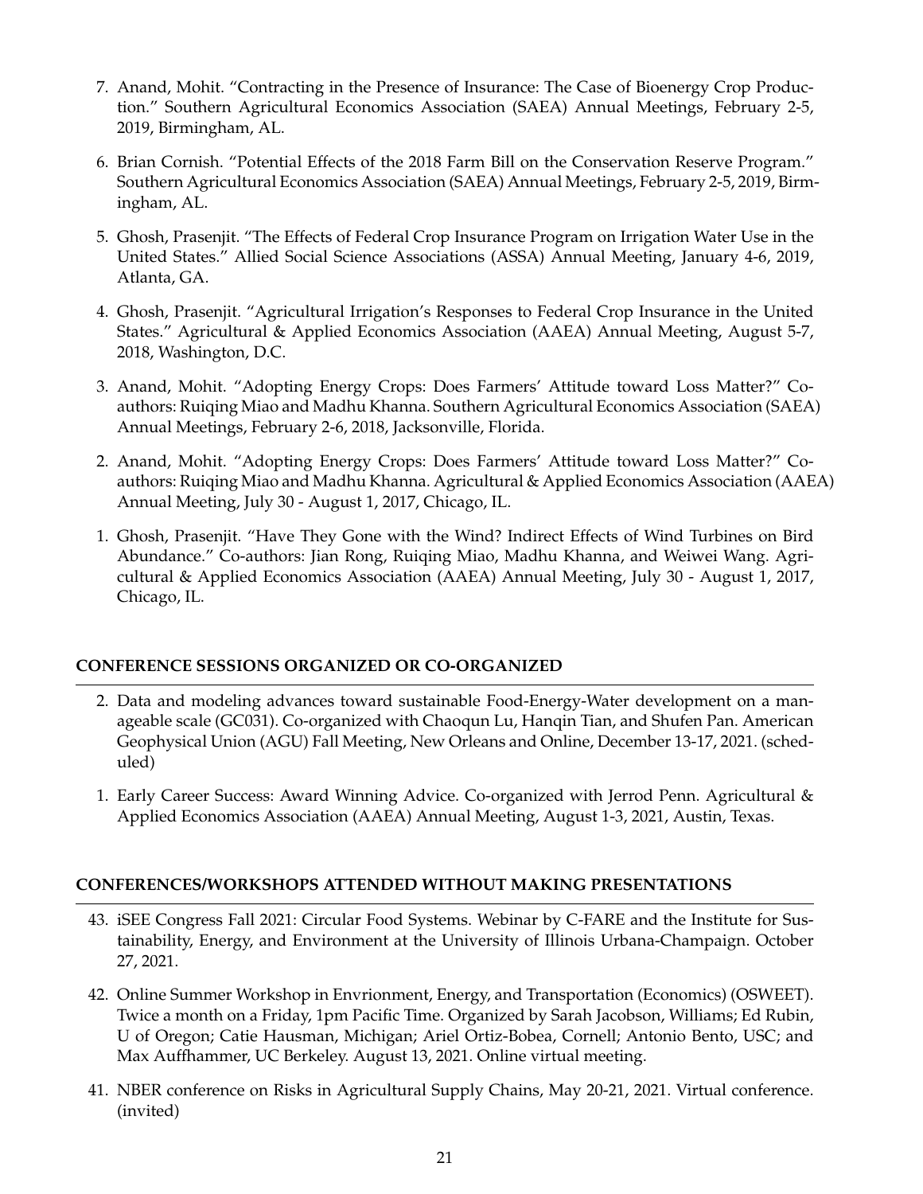7. Anand, Mohit. “Contracting in the Presence of Insurance: The Case of Bioenergy Crop Production.” Southern Agricultural Economics Association (SAEA) Annual Meetings, February 2-5, 2019, Birmingham, AL.

6. Brian Cornish. “Potential Effects of the 2018 Farm Bill on the Conservation Reserve Program.” Southern Agricultural Economics Association (SAEA) Annual Meetings, February 2-5, 2019, Birmingham, AL.

5. Ghosh, Prasenjit. “The Effects of Federal Crop Insurance Program on Irrigation Water Use in the United States.” Allied Social Science Associations (ASSA) Annual Meeting, January 4-6, 2019, Atlanta, GA.

4. Ghosh, Prasenjit. “Agricultural Irrigation’s Responses to Federal Crop Insurance in the United States.” Agricultural & Applied Economics Association (AAEA) Annual Meeting, August 5-7, 2018, Washington, D.C.

3. Anand, Mohit. “Adopting Energy Crops: Does Farmers’ Attitude toward Loss Matter?” Co-authors: Ruiqing Miao and Madhu Khanna. Southern Agricultural Economics Association (SAEA) Annual Meetings, February 2-6, 2018, Jacksonville, Florida.

2. Anand, Mohit. “Adopting Energy Crops: Does Farmers’ Attitude toward Loss Matter?” Co-authors: Ruiqing Miao and Madhu Khanna. Agricultural & Applied Economics Association (AAEA) Annual Meeting, July 30 - August 1, 2017, Chicago, IL.

1. Ghosh, Prasenjit. “Have They Gone with the Wind? Indirect Effects of Wind Turbines on Bird Abundance.” Co-authors: Jian Rong, Ruiqing Miao, Madhu Khanna, and Weiwei Wang. Agricultural & Applied Economics Association (AAEA) Annual Meeting, July 30 - August 1, 2017, Chicago, IL.

## CONFERENCE SESSIONS ORGANIZED OR CO-ORGANIZED

2. Data and modeling advances toward sustainable Food-Energy-Water development on a manageable scale (GC031). Co-organized with Chaoqun Lu, Hanqin Tian, and Shufen Pan. American Geophysical Union (AGU) Fall Meeting, New Orleans and Online, December 13-17, 2021. (scheduled)

1. Early Career Success: Award Winning Advice. Co-organized with Jerrod Penn. Agricultural & Applied Economics Association (AAEA) Annual Meeting, August 1-3, 2021, Austin, Texas.

## CONFERENCES/WORKSHOPS ATTENDED WITHOUT MAKING PRESENTATIONS

43. iSEE Congress Fall 2021: Circular Food Systems. Webinar by C-FARE and the Institute for Sustainability, Energy, and Environment at the University of Illinois Urbana-Champaign. October 27, 2021.

42. Online Summer Workshop in Envrionment, Energy, and Transportation (Economics) (OSWEET). Twice a month on a Friday, 1pm Pacific Time. Organized by Sarah Jacobson, Williams; Ed Rubin, U of Oregon; Catie Hausman, Michigan; Ariel Ortiz-Bobea, Cornell; Antonio Bento, USC; and Max Auffhammer, UC Berkeley. August 13, 2021. Online virtual meeting.

41. NBER conference on Risks in Agricultural Supply Chains, May 20-21, 2021. Virtual conference. (invited)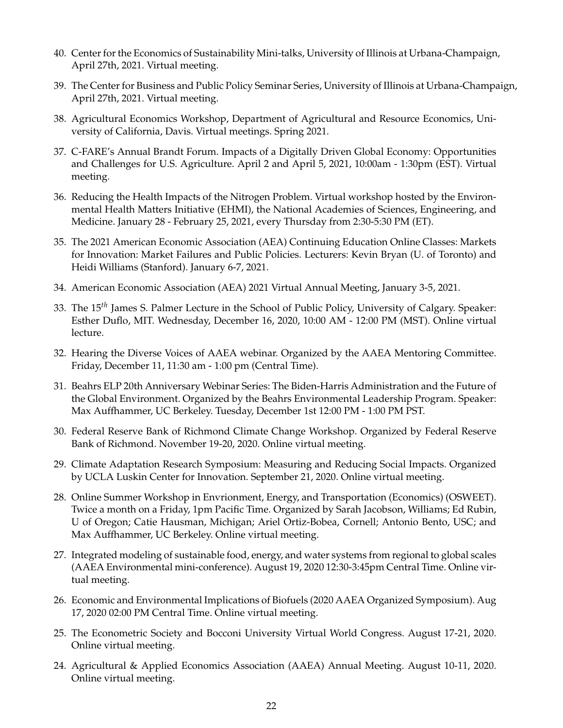40. Center for the Economics of Sustainability Mini-talks, University of Illinois at Urbana-Champaign, April 27th, 2021. Virtual meeting.

39. The Center for Business and Public Policy Seminar Series, University of Illinois at Urbana-Champaign, April 27th, 2021. Virtual meeting.

38. Agricultural Economics Workshop, Department of Agricultural and Resource Economics, University of California, Davis. Virtual meetings. Spring 2021.

37. C-FARE's Annual Brandt Forum. Impacts of a Digitally Driven Global Economy: Opportunities and Challenges for U.S. Agriculture. April 2 and April 5, 2021, 10:00am - 1:30pm (EST). Virtual meeting.

36. Reducing the Health Impacts of the Nitrogen Problem. Virtual workshop hosted by the Environmental Health Matters Initiative (EHMI), the National Academies of Sciences, Engineering, and Medicine. January 28 - February 25, 2021, every Thursday from 2:30-5:30 PM (ET).

35. The 2021 American Economic Association (AEA) Continuing Education Online Classes: Markets for Innovation: Market Failures and Public Policies. Lecturers: Kevin Bryan (U. of Toronto) and Heidi Williams (Stanford). January 6-7, 2021.

34. American Economic Association (AEA) 2021 Virtual Annual Meeting, January 3-5, 2021.

33. The 15$^{th}$ James S. Palmer Lecture in the School of Public Policy, University of Calgary. Speaker: Esther Duflo, MIT. Wednesday, December 16, 2020, 10:00 AM - 12:00 PM (MST). Online virtual lecture.

32. Hearing the Diverse Voices of AAEA webinar. Organized by the AAEA Mentoring Committee. Friday, December 11, 11:30 am - 1:00 pm (Central Time).

31. Beahrs ELP 20th Anniversary Webinar Series: The Biden-Harris Administration and the Future of the Global Environment. Organized by the Beahrs Environmental Leadership Program. Speaker: Max Auffhammer, UC Berkeley. Tuesday, December 1st 12:00 PM - 1:00 PM PST.

30. Federal Reserve Bank of Richmond Climate Change Workshop. Organized by Federal Reserve Bank of Richmond. November 19-20, 2020. Online virtual meeting.

29. Climate Adaptation Research Symposium: Measuring and Reducing Social Impacts. Organized by UCLA Luskin Center for Innovation. September 21, 2020. Online virtual meeting.

28. Online Summer Workshop in Envrionment, Energy, and Transportation (Economics) (OSWEET). Twice a month on a Friday, 1pm Pacific Time. Organized by Sarah Jacobson, Williams; Ed Rubin, U of Oregon; Catie Hausman, Michigan; Ariel Ortiz-Bobea, Cornell; Antonio Bento, USC; and Max Auffhammer, UC Berkeley. Online virtual meeting.

27. Integrated modeling of sustainable food, energy, and water systems from regional to global scales (AAEA Environmental mini-conference). August 19, 2020 12:30-3:45pm Central Time. Online virtual meeting.

26. Economic and Environmental Implications of Biofuels (2020 AAEA Organized Symposium). Aug 17, 2020 02:00 PM Central Time. Online virtual meeting.

25. The Econometric Society and Bocconi University Virtual World Congress. August 17-21, 2020. Online virtual meeting.

24. Agricultural & Applied Economics Association (AAEA) Annual Meeting. August 10-11, 2020. Online virtual meeting.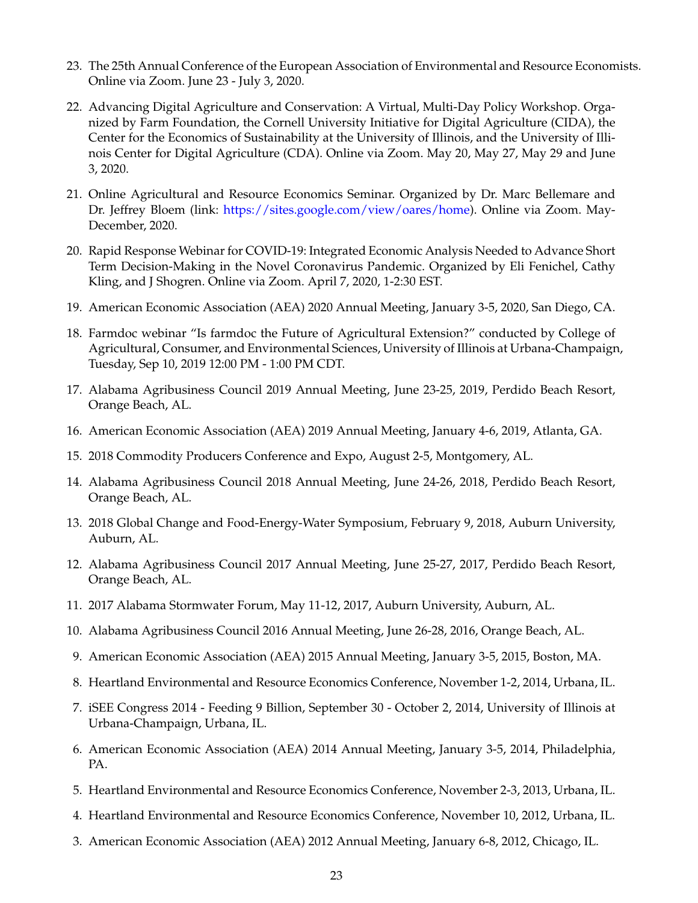23. The 25th Annual Conference of the European Association of Environmental and Resource Economists. Online via Zoom. June 23 - July 3, 2020.

22. Advancing Digital Agriculture and Conservation: A Virtual, Multi-Day Policy Workshop. Organized by Farm Foundation, the Cornell University Initiative for Digital Agriculture (CIDA), the Center for the Economics of Sustainability at the University of Illinois, and the University of Illinois Center for Digital Agriculture (CDA). Online via Zoom. May 20, May 27, May 29 and June 3, 2020.

21. Online Agricultural and Resource Economics Seminar. Organized by Dr. Marc Bellemare and Dr. Jeffrey Bloem (link: https://sites.google.com/view/oares/home). Online via Zoom. May-December, 2020.

20. Rapid Response Webinar for COVID-19: Integrated Economic Analysis Needed to Advance Short Term Decision-Making in the Novel Coronavirus Pandemic. Organized by Eli Fenichel, Cathy Kling, and J Shogren. Online via Zoom. April 7, 2020, 1-2:30 EST.

19. American Economic Association (AEA) 2020 Annual Meeting, January 3-5, 2020, San Diego, CA.

18. Farmdoc webinar "Is farmdoc the Future of Agricultural Extension?" conducted by College of Agricultural, Consumer, and Environmental Sciences, University of Illinois at Urbana-Champaign, Tuesday, Sep 10, 2019 12:00 PM - 1:00 PM CDT.

17. Alabama Agribusiness Council 2019 Annual Meeting, June 23-25, 2019, Perdido Beach Resort, Orange Beach, AL.

16. American Economic Association (AEA) 2019 Annual Meeting, January 4-6, 2019, Atlanta, GA.

15. 2018 Commodity Producers Conference and Expo, August 2-5, Montgomery, AL.

14. Alabama Agribusiness Council 2018 Annual Meeting, June 24-26, 2018, Perdido Beach Resort, Orange Beach, AL.

13. 2018 Global Change and Food-Energy-Water Symposium, February 9, 2018, Auburn University, Auburn, AL.

12. Alabama Agribusiness Council 2017 Annual Meeting, June 25-27, 2017, Perdido Beach Resort, Orange Beach, AL.

11. 2017 Alabama Stormwater Forum, May 11-12, 2017, Auburn University, Auburn, AL.

10. Alabama Agribusiness Council 2016 Annual Meeting, June 26-28, 2016, Orange Beach, AL.

9. American Economic Association (AEA) 2015 Annual Meeting, January 3-5, 2015, Boston, MA.

8. Heartland Environmental and Resource Economics Conference, November 1-2, 2014, Urbana, IL.

7. iSEE Congress 2014 - Feeding 9 Billion, September 30 - October 2, 2014, University of Illinois at Urbana-Champaign, Urbana, IL.

6. American Economic Association (AEA) 2014 Annual Meeting, January 3-5, 2014, Philadelphia, PA.

5. Heartland Environmental and Resource Economics Conference, November 2-3, 2013, Urbana, IL.

4. Heartland Environmental and Resource Economics Conference, November 10, 2012, Urbana, IL.

3. American Economic Association (AEA) 2012 Annual Meeting, January 6-8, 2012, Chicago, IL.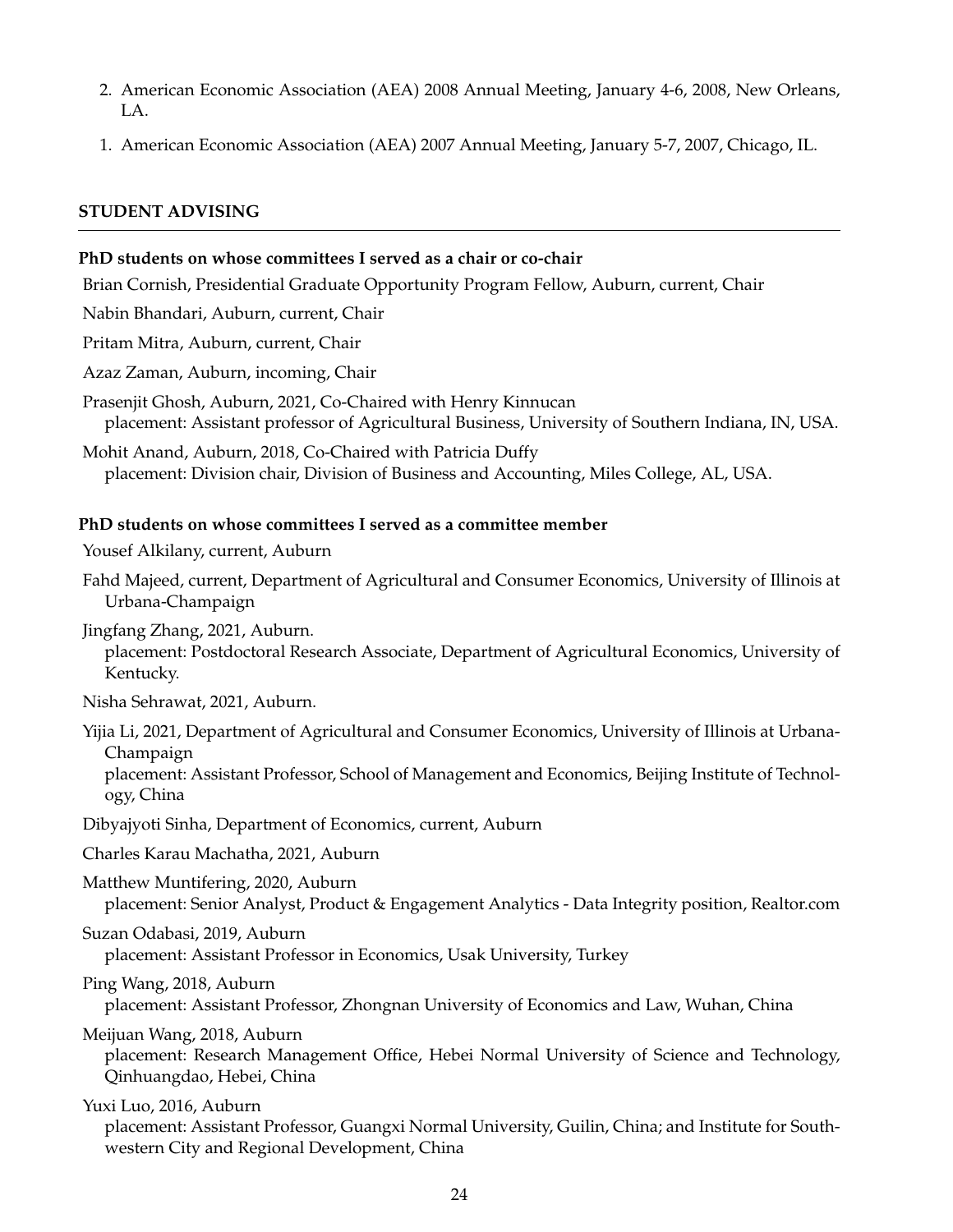2. American Economic Association (AEA) 2008 Annual Meeting, January 4-6, 2008, New Orleans, LA.
1. American Economic Association (AEA) 2007 Annual Meeting, January 5-7, 2007, Chicago, IL.

## STUDENT ADVISING

**PhD students on whose committees I served as a chair or co-chair**

Brian Cornish, Presidential Graduate Opportunity Program Fellow, Auburn, current, Chair

Nabin Bhandari, Auburn, current, Chair

Pritam Mitra, Auburn, current, Chair

Azaz Zaman, Auburn, incoming, Chair

Prasenjit Ghosh, Auburn, 2021, Co-Chaired with Henry Kinnucan
placement: Assistant professor of Agricultural Business, University of Southern Indiana, IN, USA.

Mohit Anand, Auburn, 2018, Co-Chaired with Patricia Duffy
placement: Division chair, Division of Business and Accounting, Miles College, AL, USA.

**PhD students on whose committees I served as a committee member**

Yousef Alkilany, current, Auburn

Fahd Majeed, current, Department of Agricultural and Consumer Economics, University of Illinois at Urbana-Champaign

Jingfang Zhang, 2021, Auburn.
placement: Postdoctoral Research Associate, Department of Agricultural Economics, University of Kentucky.

Nisha Sehrawat, 2021, Auburn.

Yijia Li, 2021, Department of Agricultural and Consumer Economics, University of Illinois at Urbana-Champaign
placement: Assistant Professor, School of Management and Economics, Beijing Institute of Technology, China

Dibyajyoti Sinha, Department of Economics, current, Auburn

Charles Karau Machatha, 2021, Auburn

Matthew Muntifering, 2020, Auburn
placement: Senior Analyst, Product & Engagement Analytics - Data Integrity position, Realtor.com

Suzan Odabasi, 2019, Auburn
placement: Assistant Professor in Economics, Usak University, Turkey

Ping Wang, 2018, Auburn
placement: Assistant Professor, Zhongnan University of Economics and Law, Wuhan, China

Meijuan Wang, 2018, Auburn
placement: Research Management Office, Hebei Normal University of Science and Technology, Qinhuangdao, Hebei, China

Yuxi Luo, 2016, Auburn
placement: Assistant Professor, Guangxi Normal University, Guilin, China; and Institute for Southwestern City and Regional Development, China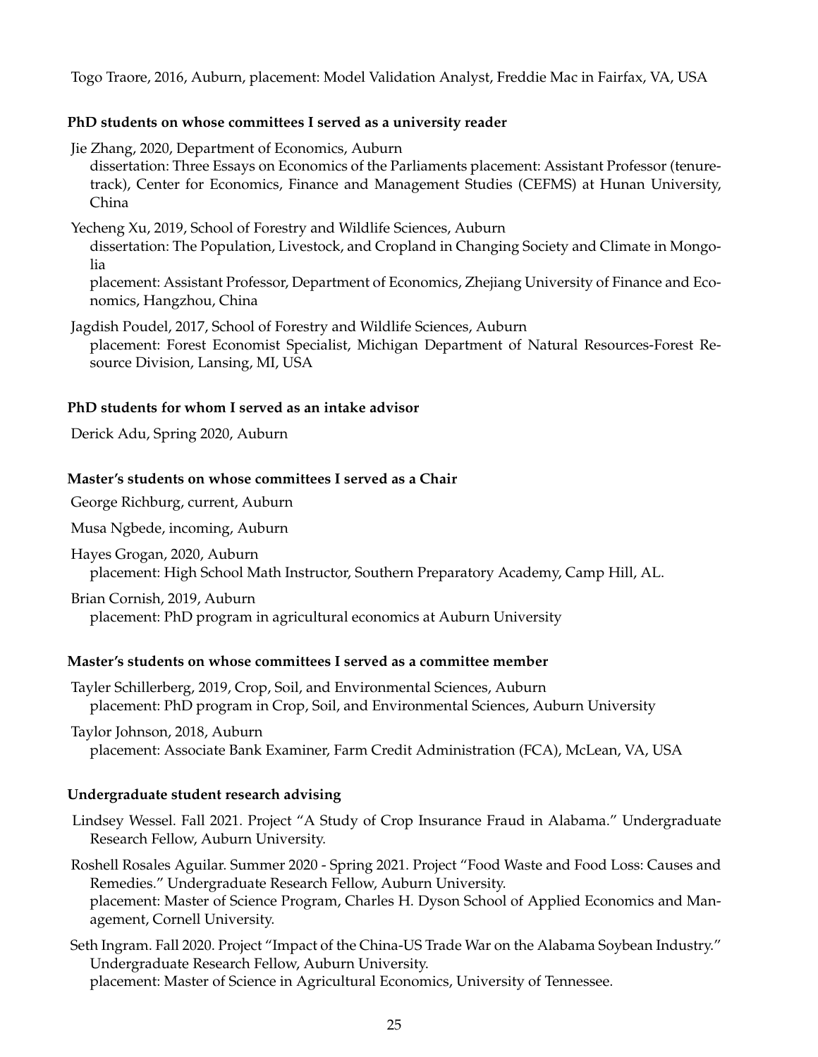Togo Traore, 2016, Auburn, placement: Model Validation Analyst, Freddie Mac in Fairfax, VA, USA

**PhD students on whose committees I served as a university reader**

Jie Zhang, 2020, Department of Economics, Auburn
dissertation: Three Essays on Economics of the Parliaments placement: Assistant Professor (tenure-track), Center for Economics, Finance and Management Studies (CEFMS) at Hunan University, China

Yecheng Xu, 2019, School of Forestry and Wildlife Sciences, Auburn
dissertation: The Population, Livestock, and Cropland in Changing Society and Climate in Mongolia
placement: Assistant Professor, Department of Economics, Zhejiang University of Finance and Economics, Hangzhou, China

Jagdish Poudel, 2017, School of Forestry and Wildlife Sciences, Auburn
placement: Forest Economist Specialist, Michigan Department of Natural Resources-Forest Resource Division, Lansing, MI, USA

**PhD students for whom I served as an intake advisor**

Derick Adu, Spring 2020, Auburn

**Master's students on whose committees I served as a Chair**

George Richburg, current, Auburn

Musa Ngbede, incoming, Auburn

Hayes Grogan, 2020, Auburn
placement: High School Math Instructor, Southern Preparatory Academy, Camp Hill, AL.

Brian Cornish, 2019, Auburn
placement: PhD program in agricultural economics at Auburn University

**Master's students on whose committees I served as a committee member**

Tayler Schillerberg, 2019, Crop, Soil, and Environmental Sciences, Auburn
placement: PhD program in Crop, Soil, and Environmental Sciences, Auburn University

Taylor Johnson, 2018, Auburn
placement: Associate Bank Examiner, Farm Credit Administration (FCA), McLean, VA, USA

**Undergraduate student research advising**

Lindsey Wessel. Fall 2021. Project "A Study of Crop Insurance Fraud in Alabama." Undergraduate Research Fellow, Auburn University.

Roshell Rosales Aguilar. Summer 2020 - Spring 2021. Project "Food Waste and Food Loss: Causes and Remedies." Undergraduate Research Fellow, Auburn University.
placement: Master of Science Program, Charles H. Dyson School of Applied Economics and Management, Cornell University.

Seth Ingram. Fall 2020. Project "Impact of the China-US Trade War on the Alabama Soybean Industry." Undergraduate Research Fellow, Auburn University.
placement: Master of Science in Agricultural Economics, University of Tennessee.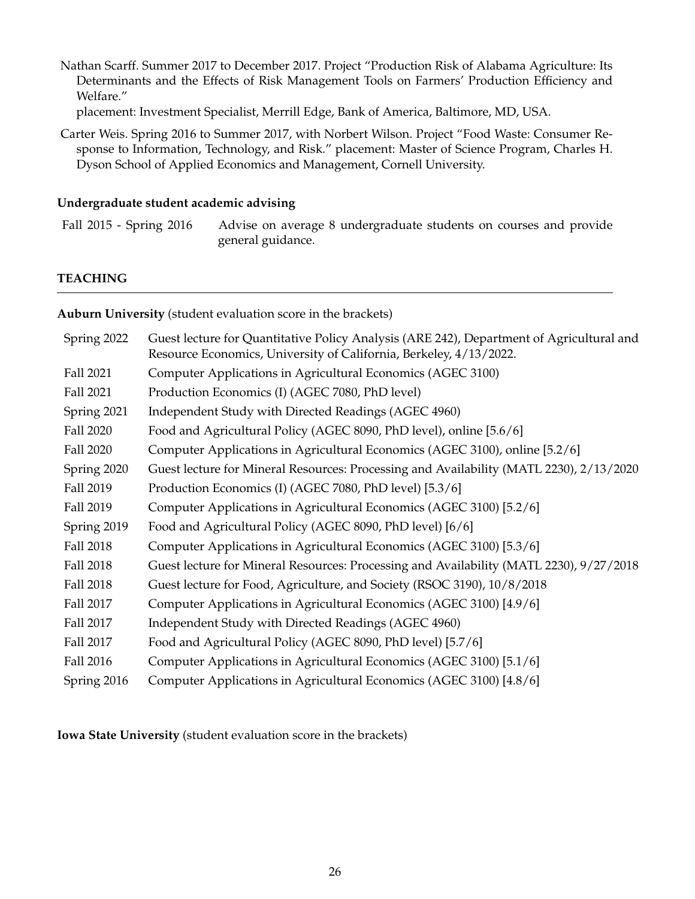Nathan Scarff. Summer 2017 to December 2017. Project "Production Risk of Alabama Agriculture: Its Determinants and the Effects of Risk Management Tools on Farmers' Production Efficiency and Welfare."
placement: Investment Specialist, Merrill Edge, Bank of America, Baltimore, MD, USA.

Carter Weis. Spring 2016 to Summer 2017, with Norbert Wilson. Project "Food Waste: Consumer Response to Information, Technology, and Risk." placement: Master of Science Program, Charles H. Dyson School of Applied Economics and Management, Cornell University.

**Undergraduate student academic advising**

Fall 2015 - Spring 2016 Advise on average 8 undergraduate students on courses and provide general guidance.

## TEACHING

**Auburn University** (student evaluation score in the brackets)

| | |
|---|---|
| Spring 2022 | Guest lecture for Quantitative Policy Analysis (ARE 242), Department of Agricultural and Resource Economics, University of California, Berkeley, 4/13/2022. |
| Fall 2021 | Computer Applications in Agricultural Economics (AGEC 3100) |
| Fall 2021 | Production Economics (I) (AGEC 7080, PhD level) |
| Spring 2021 | Independent Study with Directed Readings (AGEC 4960) |
| Fall 2020 | Food and Agricultural Policy (AGEC 8090, PhD level), online [5.6/6] |
| Fall 2020 | Computer Applications in Agricultural Economics (AGEC 3100), online [5.2/6] |
| Spring 2020 | Guest lecture for Mineral Resources: Processing and Availability (MATL 2230), 2/13/2020 |
| Fall 2019 | Production Economics (I) (AGEC 7080, PhD level) [5.3/6] |
| Fall 2019 | Computer Applications in Agricultural Economics (AGEC 3100) [5.2/6] |
| Spring 2019 | Food and Agricultural Policy (AGEC 8090, PhD level) [6/6] |
| Fall 2018 | Computer Applications in Agricultural Economics (AGEC 3100) [5.3/6] |
| Fall 2018 | Guest lecture for Mineral Resources: Processing and Availability (MATL 2230), 9/27/2018 |
| Fall 2018 | Guest lecture for Food, Agriculture, and Society (RSOC 3190), 10/8/2018 |
| Fall 2017 | Computer Applications in Agricultural Economics (AGEC 3100) [4.9/6] |
| Fall 2017 | Independent Study with Directed Readings (AGEC 4960) |
| Fall 2017 | Food and Agricultural Policy (AGEC 8090, PhD level) [5.7/6] |
| Fall 2016 | Computer Applications in Agricultural Economics (AGEC 3100) [5.1/6] |
| Spring 2016 | Computer Applications in Agricultural Economics (AGEC 3100) [4.8/6] |

**Iowa State University** (student evaluation score in the brackets)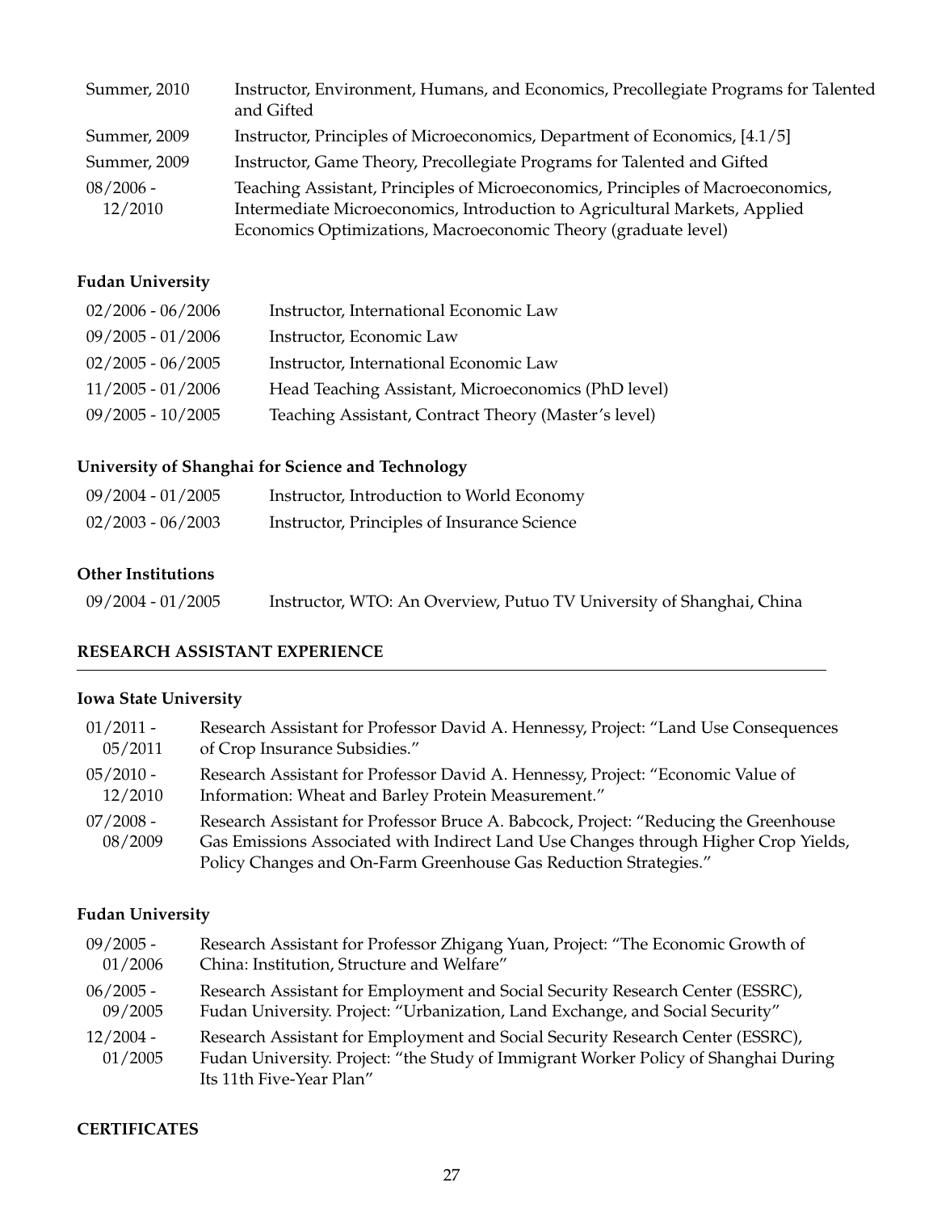| | |
|---|---|
| Summer, 2010 | Instructor, Environment, Humans, and Economics, Precollegiate Programs for Talented and Gifted |
| Summer, 2009 | Instructor, Principles of Microeconomics, Department of Economics, [4.1/5] |
| Summer, 2009 | Instructor, Game Theory, Precollegiate Programs for Talented and Gifted |
| 08/2006 - 12/2010 | Teaching Assistant, Principles of Microeconomics, Principles of Macroeconomics, Intermediate Microeconomics, Introduction to Agricultural Markets, Applied Economics Optimizations, Macroeconomic Theory (graduate level) |

### Fudan University

| | |
|---|---|
| 02/2006 - 06/2006 | Instructor, International Economic Law |
| 09/2005 - 01/2006 | Instructor, Economic Law |
| 02/2005 - 06/2005 | Instructor, International Economic Law |
| 11/2005 - 01/2006 | Head Teaching Assistant, Microeconomics (PhD level) |
| 09/2005 - 10/2005 | Teaching Assistant, Contract Theory (Master's level) |

### University of Shanghai for Science and Technology

| | |
|---|---|
| 09/2004 - 01/2005 | Instructor, Introduction to World Economy |
| 02/2003 - 06/2003 | Instructor, Principles of Insurance Science |

### Other Institutions

| | |
|---|---|
| 09/2004 - 01/2005 | Instructor, WTO: An Overview, Putuo TV University of Shanghai, China |

## RESEARCH ASSISTANT EXPERIENCE

### Iowa State University

| | |
|---|---|
| 01/2011 - 05/2011 | Research Assistant for Professor David A. Hennessy, Project: "Land Use Consequences of Crop Insurance Subsidies." |
| 05/2010 - 12/2010 | Research Assistant for Professor David A. Hennessy, Project: "Economic Value of Information: Wheat and Barley Protein Measurement." |
| 07/2008 - 08/2009 | Research Assistant for Professor Bruce A. Babcock, Project: "Reducing the Greenhouse Gas Emissions Associated with Indirect Land Use Changes through Higher Crop Yields, Policy Changes and On-Farm Greenhouse Gas Reduction Strategies." |

### Fudan University

| | |
|---|---|
| 09/2005 - 01/2006 | Research Assistant for Professor Zhigang Yuan, Project: "The Economic Growth of China: Institution, Structure and Welfare" |
| 06/2005 - 09/2005 | Research Assistant for Employment and Social Security Research Center (ESSRC), Fudan University. Project: "Urbanization, Land Exchange, and Social Security" |
| 12/2004 - 01/2005 | Research Assistant for Employment and Social Security Research Center (ESSRC), Fudan University. Project: "the Study of Immigrant Worker Policy of Shanghai During Its 11th Five-Year Plan" |

## CERTIFICATES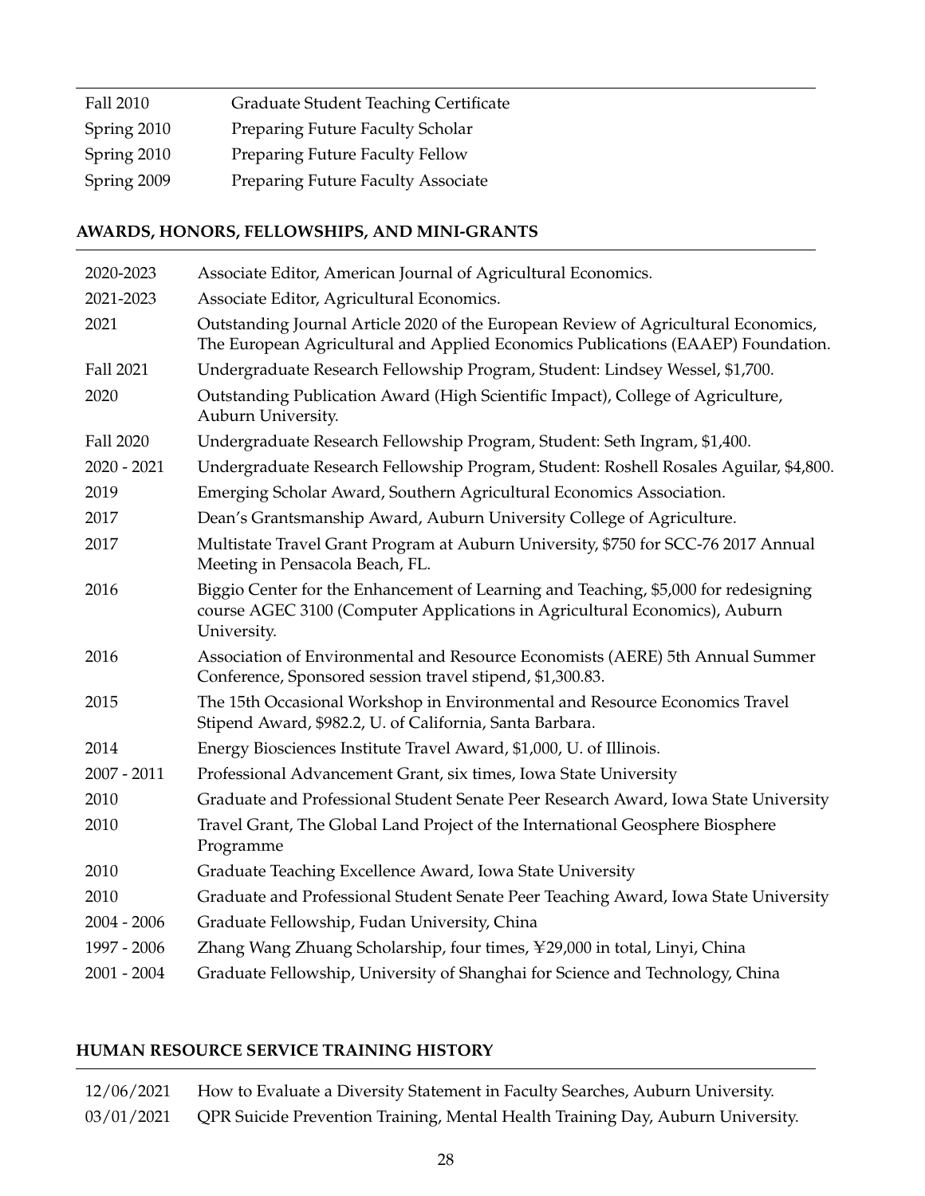| | |
|---|---|
| Fall 2010 | Graduate Student Teaching Certificate |
| Spring 2010 | Preparing Future Faculty Scholar |
| Spring 2010 | Preparing Future Faculty Fellow |
| Spring 2009 | Preparing Future Faculty Associate |

## AWARDS, HONORS, FELLOWSHIPS, AND MINI-GRANTS

| | |
|---|---|
| 2020-2023 | Associate Editor, American Journal of Agricultural Economics. |
| 2021-2023 | Associate Editor, Agricultural Economics. |
| 2021 | Outstanding Journal Article 2020 of the European Review of Agricultural Economics, The European Agricultural and Applied Economics Publications (EAAEP) Foundation. |
| Fall 2021 | Undergraduate Research Fellowship Program, Student: Lindsey Wessel, $1,700. |
| 2020 | Outstanding Publication Award (High Scientific Impact), College of Agriculture, Auburn University. |
| Fall 2020 | Undergraduate Research Fellowship Program, Student: Seth Ingram, $1,400. |
| 2020 - 2021 | Undergraduate Research Fellowship Program, Student: Roshell Rosales Aguilar, $4,800. |
| 2019 | Emerging Scholar Award, Southern Agricultural Economics Association. |
| 2017 | Dean's Grantsmanship Award, Auburn University College of Agriculture. |
| 2017 | Multistate Travel Grant Program at Auburn University, $750 for SCC-76 2017 Annual Meeting in Pensacola Beach, FL. |
| 2016 | Biggio Center for the Enhancement of Learning and Teaching, $5,000 for redesigning course AGEC 3100 (Computer Applications in Agricultural Economics), Auburn University. |
| 2016 | Association of Environmental and Resource Economists (AERE) 5th Annual Summer Conference, Sponsored session travel stipend, $1,300.83. |
| 2015 | The 15th Occasional Workshop in Environmental and Resource Economics Travel Stipend Award, $982.2, U. of California, Santa Barbara. |
| 2014 | Energy Biosciences Institute Travel Award, $1,000, U. of Illinois. |
| 2007 - 2011 | Professional Advancement Grant, six times, Iowa State University |
| 2010 | Graduate and Professional Student Senate Peer Research Award, Iowa State University |
| 2010 | Travel Grant, The Global Land Project of the International Geosphere Biosphere Programme |
| 2010 | Graduate Teaching Excellence Award, Iowa State University |
| 2010 | Graduate and Professional Student Senate Peer Teaching Award, Iowa State University |
| 2004 - 2006 | Graduate Fellowship, Fudan University, China |
| 1997 - 2006 | Zhang Wang Zhuang Scholarship, four times, ¥29,000 in total, Linyi, China |
| 2001 - 2004 | Graduate Fellowship, University of Shanghai for Science and Technology, China |

## HUMAN RESOURCE SERVICE TRAINING HISTORY

| | |
|---|---|
| 12/06/2021 | How to Evaluate a Diversity Statement in Faculty Searches, Auburn University. |
| 03/01/2021 | QPR Suicide Prevention Training, Mental Health Training Day, Auburn University. |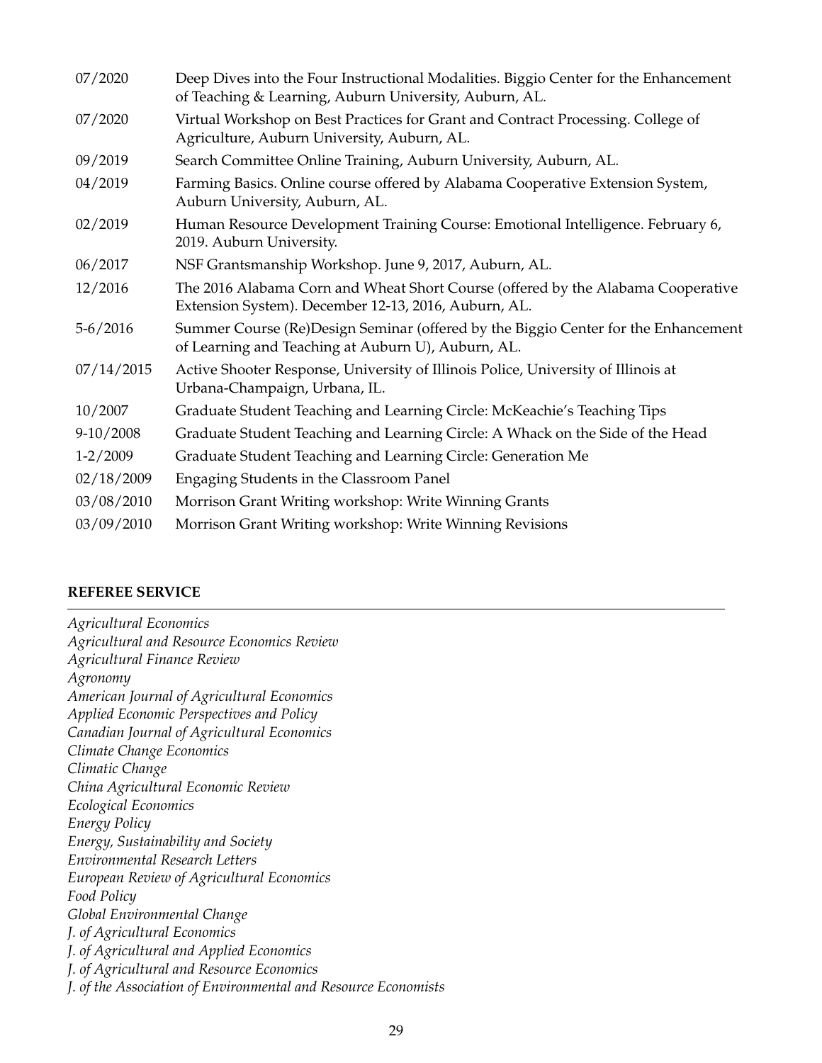| | |
|---|---|
| 07/2020 | Deep Dives into the Four Instructional Modalities. Biggio Center for the Enhancement of Teaching & Learning, Auburn University, Auburn, AL. |
| 07/2020 | Virtual Workshop on Best Practices for Grant and Contract Processing. College of Agriculture, Auburn University, Auburn, AL. |
| 09/2019 | Search Committee Online Training, Auburn University, Auburn, AL. |
| 04/2019 | Farming Basics. Online course offered by Alabama Cooperative Extension System, Auburn University, Auburn, AL. |
| 02/2019 | Human Resource Development Training Course: Emotional Intelligence. February 6, 2019. Auburn University. |
| 06/2017 | NSF Grantsmanship Workshop. June 9, 2017, Auburn, AL. |
| 12/2016 | The 2016 Alabama Corn and Wheat Short Course (offered by the Alabama Cooperative Extension System). December 12-13, 2016, Auburn, AL. |
| 5-6/2016 | Summer Course (Re)Design Seminar (offered by the Biggio Center for the Enhancement of Learning and Teaching at Auburn U), Auburn, AL. |
| 07/14/2015 | Active Shooter Response, University of Illinois Police, University of Illinois at Urbana-Champaign, Urbana, IL. |
| 10/2007 | Graduate Student Teaching and Learning Circle: McKeachie's Teaching Tips |
| 9-10/2008 | Graduate Student Teaching and Learning Circle: A Whack on the Side of the Head |
| 1-2/2009 | Graduate Student Teaching and Learning Circle: Generation Me |
| 02/18/2009 | Engaging Students in the Classroom Panel |
| 03/08/2010 | Morrison Grant Writing workshop: Write Winning Grants |
| 03/09/2010 | Morrison Grant Writing workshop: Write Winning Revisions |

## REFEREE SERVICE

*Agricultural Economics*
*Agricultural and Resource Economics Review*
*Agricultural Finance Review*
*Agronomy*
*American Journal of Agricultural Economics*
*Applied Economic Perspectives and Policy*
*Canadian Journal of Agricultural Economics*
*Climate Change Economics*
*Climatic Change*
*China Agricultural Economic Review*
*Ecological Economics*
*Energy Policy*
*Energy, Sustainability and Society*
*Environmental Research Letters*
*European Review of Agricultural Economics*
*Food Policy*
*Global Environmental Change*
*J. of Agricultural Economics*
*J. of Agricultural and Applied Economics*
*J. of Agricultural and Resource Economics*
*J. of the Association of Environmental and Resource Economists*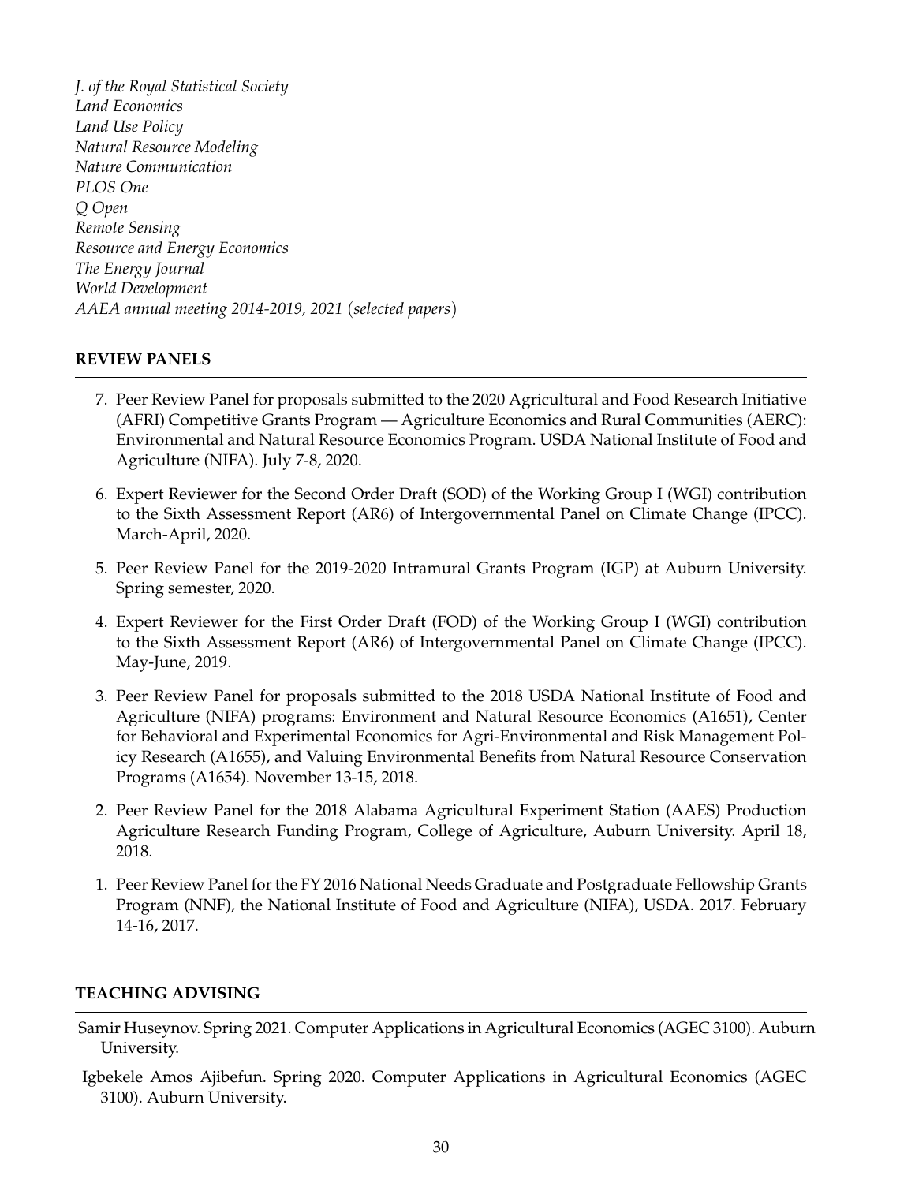*J. of the Royal Statistical Society*
*Land Economics*
*Land Use Policy*
*Natural Resource Modeling*
*Nature Communication*
*PLOS One*
*Q Open*
*Remote Sensing*
*Resource and Energy Economics*
*The Energy Journal*
*World Development*
*AAEA annual meeting 2014-2019, 2021 (selected papers)*

## REVIEW PANELS

7. Peer Review Panel for proposals submitted to the 2020 Agricultural and Food Research Initiative (AFRI) Competitive Grants Program — Agriculture Economics and Rural Communities (AERC): Environmental and Natural Resource Economics Program. USDA National Institute of Food and Agriculture (NIFA). July 7-8, 2020.

6. Expert Reviewer for the Second Order Draft (SOD) of the Working Group I (WGI) contribution to the Sixth Assessment Report (AR6) of Intergovernmental Panel on Climate Change (IPCC). March-April, 2020.

5. Peer Review Panel for the 2019-2020 Intramural Grants Program (IGP) at Auburn University. Spring semester, 2020.

4. Expert Reviewer for the First Order Draft (FOD) of the Working Group I (WGI) contribution to the Sixth Assessment Report (AR6) of Intergovernmental Panel on Climate Change (IPCC). May-June, 2019.

3. Peer Review Panel for proposals submitted to the 2018 USDA National Institute of Food and Agriculture (NIFA) programs: Environment and Natural Resource Economics (A1651), Center for Behavioral and Experimental Economics for Agri-Environmental and Risk Management Policy Research (A1655), and Valuing Environmental Benefits from Natural Resource Conservation Programs (A1654). November 13-15, 2018.

2. Peer Review Panel for the 2018 Alabama Agricultural Experiment Station (AAES) Production Agriculture Research Funding Program, College of Agriculture, Auburn University. April 18, 2018.

1. Peer Review Panel for the FY 2016 National Needs Graduate and Postgraduate Fellowship Grants Program (NNF), the National Institute of Food and Agriculture (NIFA), USDA. 2017. February 14-16, 2017.

## TEACHING ADVISING

Samir Huseynov. Spring 2021. Computer Applications in Agricultural Economics (AGEC 3100). Auburn University.

Igbekele Amos Ajibefun. Spring 2020. Computer Applications in Agricultural Economics (AGEC 3100). Auburn University.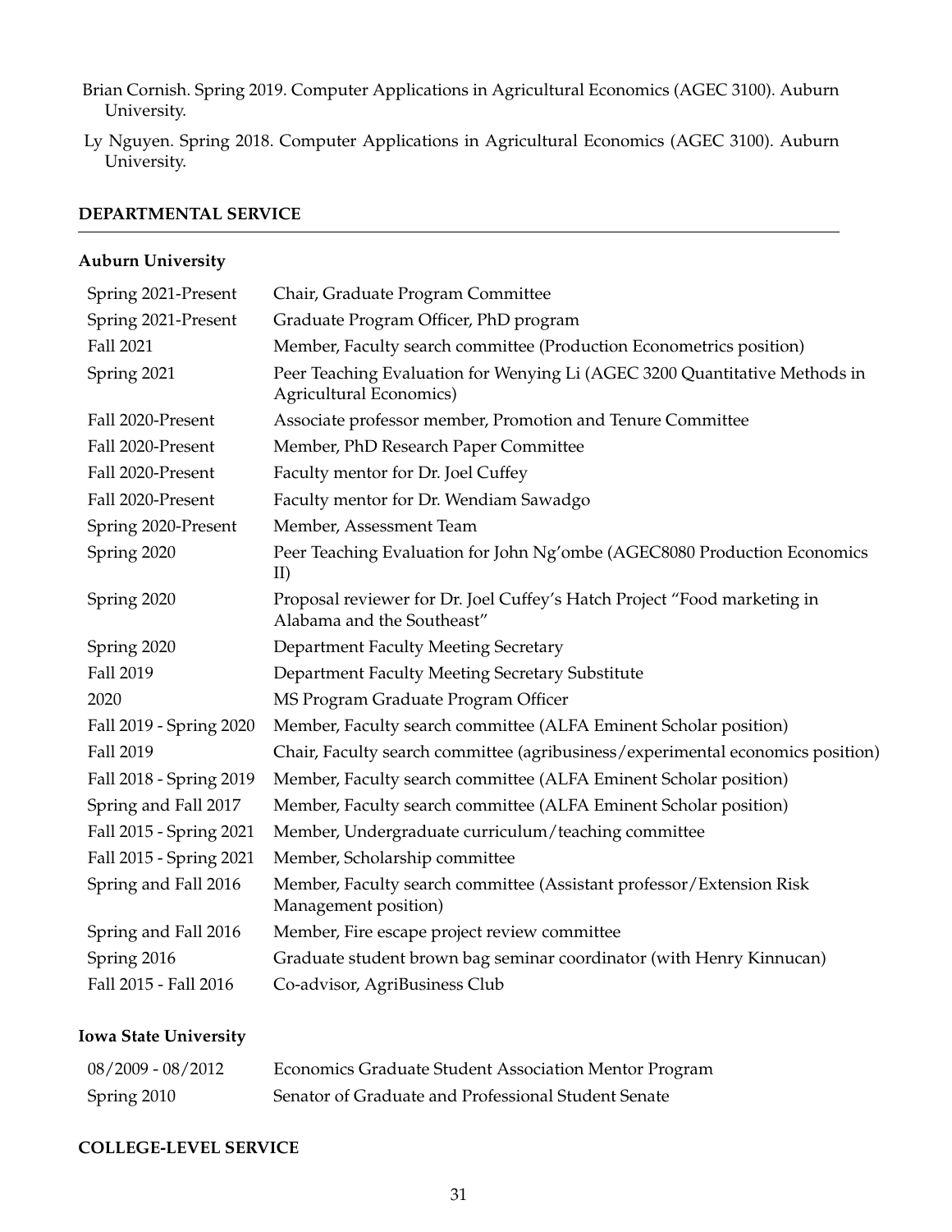Brian Cornish. Spring 2019. Computer Applications in Agricultural Economics (AGEC 3100). Auburn University.

Ly Nguyen. Spring 2018. Computer Applications in Agricultural Economics (AGEC 3100). Auburn University.

## DEPARTMENTAL SERVICE

### Auburn University

| | |
|---|---|
| Spring 2021-Present | Chair, Graduate Program Committee |
| Spring 2021-Present | Graduate Program Officer, PhD program |
| Fall 2021 | Member, Faculty search committee (Production Econometrics position) |
| Spring 2021 | Peer Teaching Evaluation for Wenying Li (AGEC 3200 Quantitative Methods in Agricultural Economics) |
| Fall 2020-Present | Associate professor member, Promotion and Tenure Committee |
| Fall 2020-Present | Member, PhD Research Paper Committee |
| Fall 2020-Present | Faculty mentor for Dr. Joel Cuffey |
| Fall 2020-Present | Faculty mentor for Dr. Wendiam Sawadgo |
| Spring 2020-Present | Member, Assessment Team |
| Spring 2020 | Peer Teaching Evaluation for John Ng'ombe (AGEC8080 Production Economics II) |
| Spring 2020 | Proposal reviewer for Dr. Joel Cuffey's Hatch Project "Food marketing in Alabama and the Southeast" |
| Spring 2020 | Department Faculty Meeting Secretary |
| Fall 2019 | Department Faculty Meeting Secretary Substitute |
| 2020 | MS Program Graduate Program Officer |
| Fall 2019 - Spring 2020 | Member, Faculty search committee (ALFA Eminent Scholar position) |
| Fall 2019 | Chair, Faculty search committee (agribusiness/experimental economics position) |
| Fall 2018 - Spring 2019 | Member, Faculty search committee (ALFA Eminent Scholar position) |
| Spring and Fall 2017 | Member, Faculty search committee (ALFA Eminent Scholar position) |
| Fall 2015 - Spring 2021 | Member, Undergraduate curriculum/teaching committee |
| Fall 2015 - Spring 2021 | Member, Scholarship committee |
| Spring and Fall 2016 | Member, Faculty search committee (Assistant professor/Extension Risk Management position) |
| Spring and Fall 2016 | Member, Fire escape project review committee |
| Spring 2016 | Graduate student brown bag seminar coordinator (with Henry Kinnucan) |
| Fall 2015 - Fall 2016 | Co-advisor, AgriBusiness Club |

### Iowa State University

| | |
|---|---|
| 08/2009 - 08/2012 | Economics Graduate Student Association Mentor Program |
| Spring 2010 | Senator of Graduate and Professional Student Senate |

## COLLEGE-LEVEL SERVICE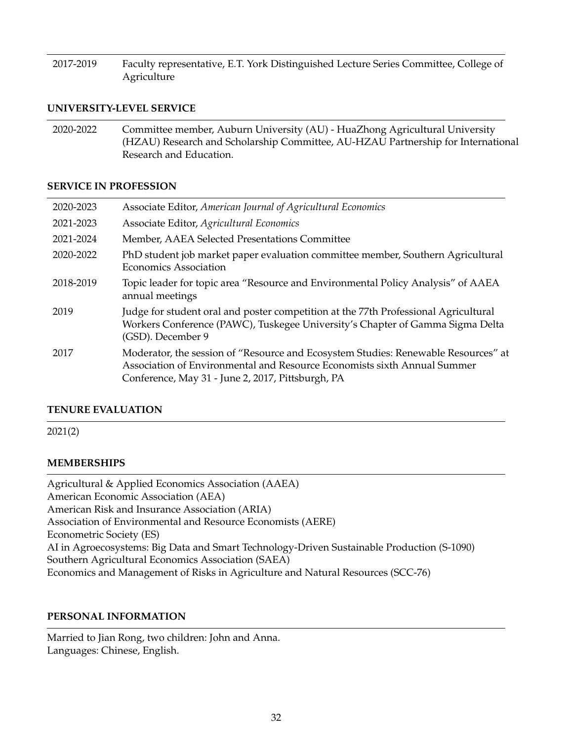| | |
|---|---|
| 2017-2019 | Faculty representative, E.T. York Distinguished Lecture Series Committee, College of Agriculture |

## UNIVERSITY-LEVEL SERVICE

| | |
|---|---|
| 2020-2022 | Committee member, Auburn University (AU) - HuaZhong Agricultural University (HZAU) Research and Scholarship Committee, AU-HZAU Partnership for International Research and Education. |

## SERVICE IN PROFESSION

| | |
|---|---|
| 2020-2023 | Associate Editor, *American Journal of Agricultural Economics* |
| 2021-2023 | Associate Editor, *Agricultural Economics* |
| 2021-2024 | Member, AAEA Selected Presentations Committee |
| 2020-2022 | PhD student job market paper evaluation committee member, Southern Agricultural Economics Association |
| 2018-2019 | Topic leader for topic area "Resource and Environmental Policy Analysis" of AAEA annual meetings |
| 2019 | Judge for student oral and poster competition at the 77th Professional Agricultural Workers Conference (PAWC), Tuskegee University's Chapter of Gamma Sigma Delta (GSD). December 9 |
| 2017 | Moderator, the session of "Resource and Ecosystem Studies: Renewable Resources" at Association of Environmental and Resource Economists sixth Annual Summer Conference, May 31 - June 2, 2017, Pittsburgh, PA |

## TENURE EVALUATION

2021(2)

## MEMBERSHIPS

Agricultural & Applied Economics Association (AAEA)
American Economic Association (AEA)
American Risk and Insurance Association (ARIA)
Association of Environmental and Resource Economists (AERE)
Econometric Society (ES)
AI in Agroecosystems: Big Data and Smart Technology-Driven Sustainable Production (S-1090)
Southern Agricultural Economics Association (SAEA)
Economics and Management of Risks in Agriculture and Natural Resources (SCC-76)

## PERSONAL INFORMATION

Married to Jian Rong, two children: John and Anna.
Languages: Chinese, English.